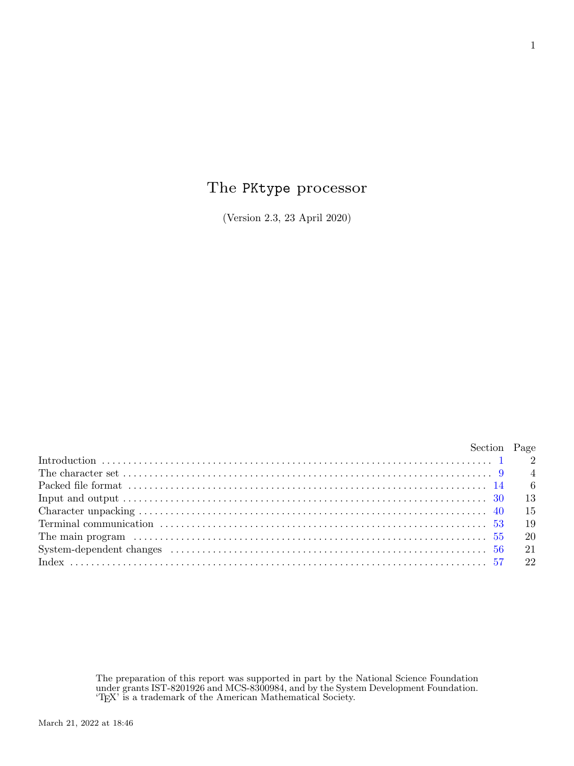# The PKtype processor

(Version 2.3, 23 April 2020)

| | Section | Page |
|---|---|---|
| Introduction | 1 | 2 |
| The character set | 9 | 4 |
| Packed file format | 14 | 6 |
| Input and output | 30 | 13 |
| Character unpacking | 40 | 15 |
| Terminal communication | 53 | 19 |
| The main program | 55 | 20 |
| System-dependent changes | 56 | 21 |
| Index | 57 | 22 |

The preparation of this report was supported in part by the National Science Foundation under grants IST-8201926 and MCS-8300984, and by the System Development Foundation. 'TEX' is a trademark of the American Mathematical Society.

March 21, 2022 at 18:46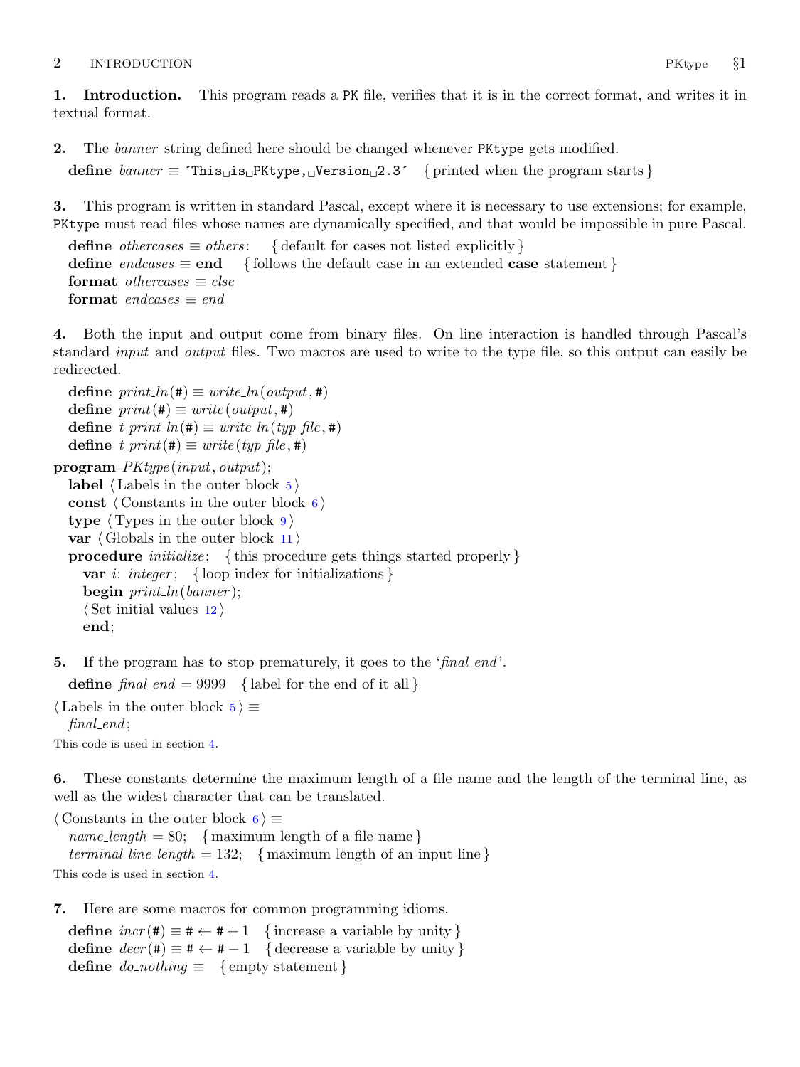**1. Introduction.** This program reads a PK file, verifies that it is in the correct format, and writes it in textual format.

**2.** The *banner* string defined here should be changed whenever PKtype gets modified.

```
define banner ≡ 'This␣is␣PKtype,␣Version␣2.3'   { printed when the program starts }
```

**3.** This program is written in standard Pascal, except where it is necessary to use extensions; for example, PKtype must read files whose names are dynamically specified, and that would be impossible in pure Pascal.

```
define othercases ≡ others:   { default for cases not listed explicitly }
define endcases ≡ end   { follows the default case in an extended case statement }
format othercases ≡ else
format endcases ≡ end
```

**4.** Both the input and output come from binary files. On line interaction is handled through Pascal's standard *input* and *output* files. Two macros are used to write to the type file, so this output can easily be redirected.

```
define print_ln(#) ≡ write_ln(output, #)
define print(#) ≡ write(output, #)
define t_print_ln(#) ≡ write_ln(typ_file, #)
define t_print(#) ≡ write(typ_file, #)

program PKtype(input, output);
  label ⟨Labels in the outer block 5⟩
  const ⟨Constants in the outer block 6⟩
  type ⟨Types in the outer block 9⟩
  var ⟨Globals in the outer block 11⟩
  procedure initialize;   { this procedure gets things started properly }
    var i: integer;   { loop index for initializations }
    begin print_ln(banner);
    ⟨Set initial values 12⟩
    end;
```

**5.** If the program has to stop prematurely, it goes to the '*final_end*'.

```
define final_end = 9999   { label for the end of it all }

⟨Labels in the outer block 5⟩ ≡
  final_end;
```

This code is used in section 4.

**6.** These constants determine the maximum length of a file name and the length of the terminal line, as well as the widest character that can be translated.

```
⟨Constants in the outer block 6⟩ ≡
  name_length = 80;   { maximum length of a file name }
  terminal_line_length = 132;   { maximum length of an input line }
```

This code is used in section 4.

**7.** Here are some macros for common programming idioms.

```
define incr(#) ≡ # ← # + 1   { increase a variable by unity }
define decr(#) ≡ # ← # − 1   { decrease a variable by unity }
define do_nothing ≡   { empty statement }
```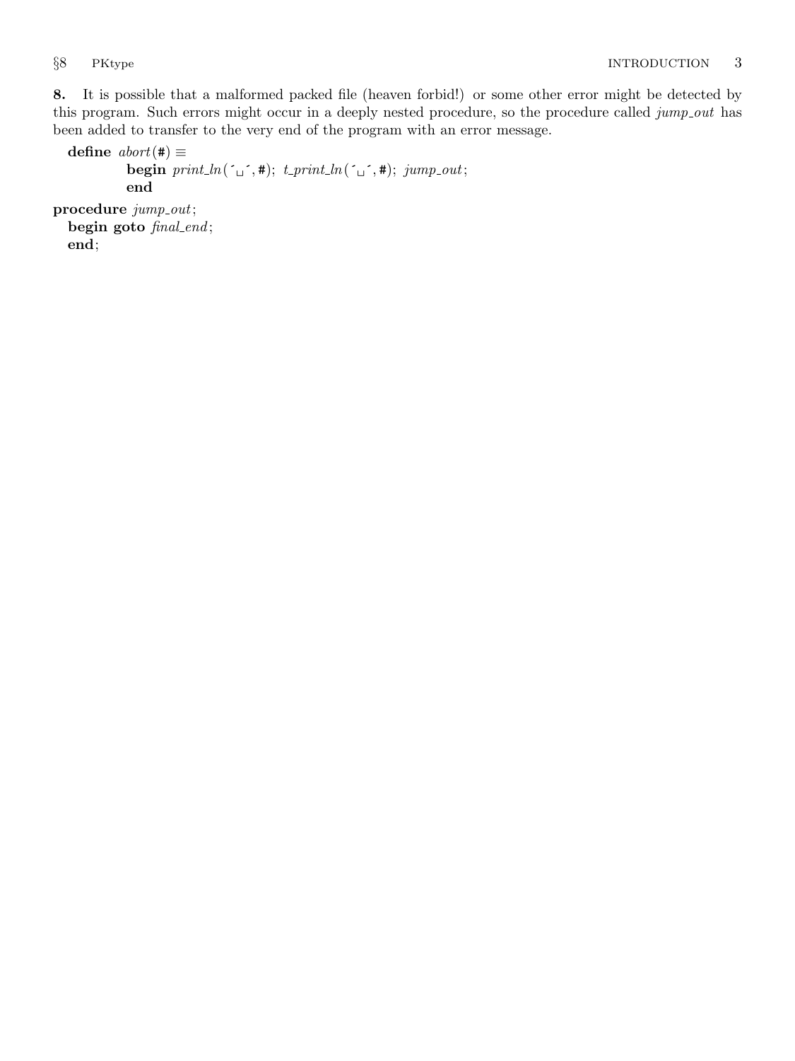**8.** It is possible that a malformed packed file (heaven forbid!) or some other error might be detected by this program. Such errors might occur in a deeply nested procedure, so the procedure called *jump_out* has been added to transfer to the very end of the program with an error message.

```
define abort(#) ≡
        begin print_ln(´␣´, #); t_print_ln(´␣´, #); jump_out;
        end

procedure jump_out;
  begin goto final_end;
  end;
```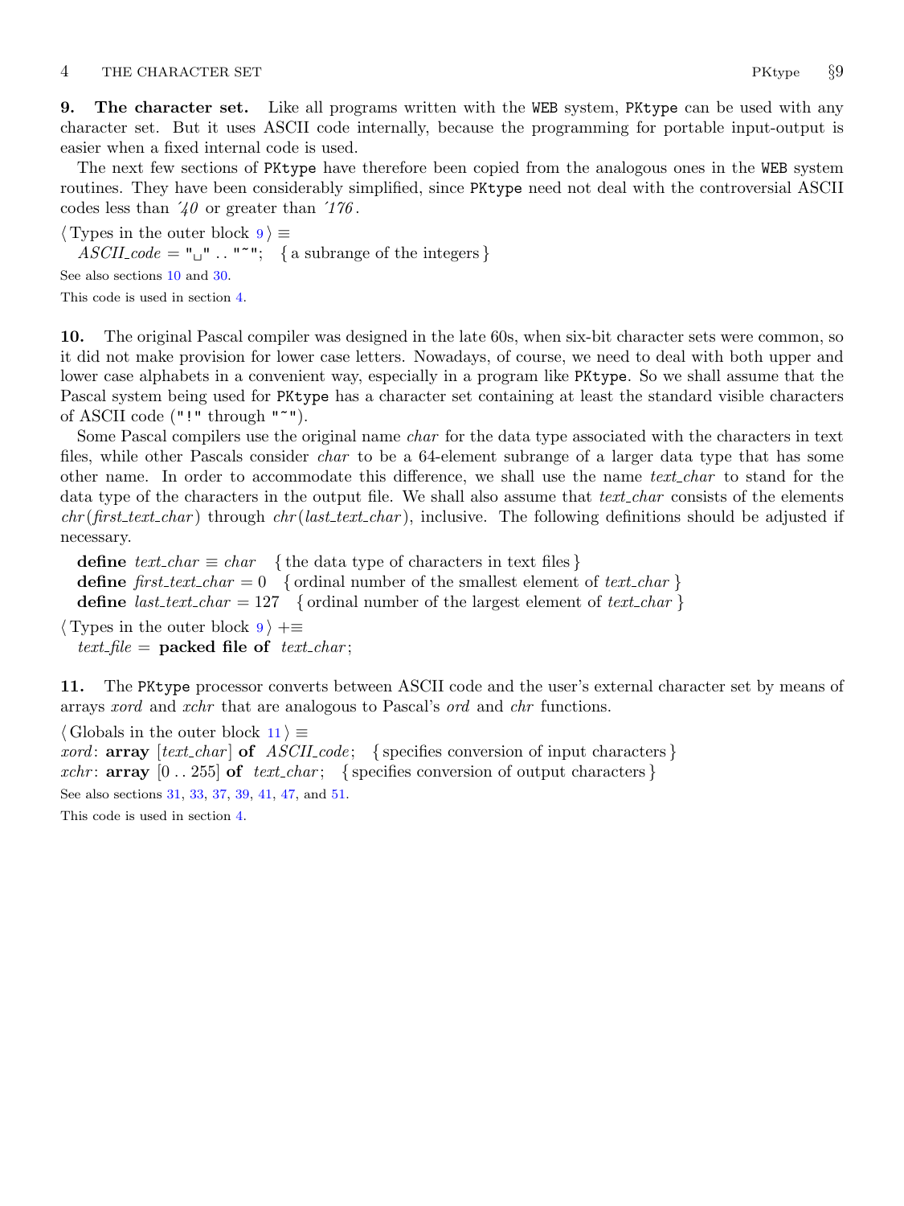**9. The character set.** Like all programs written with the WEB system, PKtype can be used with any character set. But it uses ASCII code internally, because the programming for portable input-output is easier when a fixed internal code is used.

The next few sections of PKtype have therefore been copied from the analogous ones in the WEB system routines. They have been considerably simplified, since PKtype need not deal with the controversial ASCII codes less than ´*40* or greater than ´*176*.

⟨ Types in the outer block 9 ⟩ ≡
  *ASCII_code* = "␣" .. "~";   { a subrange of the integers }

See also sections 10 and 30.

This code is used in section 4.

**10.** The original Pascal compiler was designed in the late 60s, when six-bit character sets were common, so it did not make provision for lower case letters. Nowadays, of course, we need to deal with both upper and lower case alphabets in a convenient way, especially in a program like PKtype. So we shall assume that the Pascal system being used for PKtype has a character set containing at least the standard visible characters of ASCII code ("!" through "~").

Some Pascal compilers use the original name *char* for the data type associated with the characters in text files, while other Pascals consider *char* to be a 64-element subrange of a larger data type that has some other name. In order to accommodate this difference, we shall use the name *text_char* to stand for the data type of the characters in the output file. We shall also assume that *text_char* consists of the elements *chr*(*first_text_char*) through *chr*(*last_text_char*), inclusive. The following definitions should be adjusted if necessary.

  **define** *text_char* ≡ *char*   { the data type of characters in text files }
  **define** *first_text_char* = 0   { ordinal number of the smallest element of *text_char* }
  **define** *last_text_char* = 127   { ordinal number of the largest element of *text_char* }

⟨ Types in the outer block 9 ⟩ +≡
  *text_file* = **packed file of** *text_char*;

**11.** The PKtype processor converts between ASCII code and the user's external character set by means of arrays *xord* and *xchr* that are analogous to Pascal's *ord* and *chr* functions.

⟨ Globals in the outer block 11 ⟩ ≡
*xord*: **array** [*text_char*] **of** *ASCII_code*;   { specifies conversion of input characters }
*xchr*: **array** [0 .. 255] **of** *text_char*;   { specifies conversion of output characters }

See also sections 31, 33, 37, 39, 41, 47, and 51.

This code is used in section 4.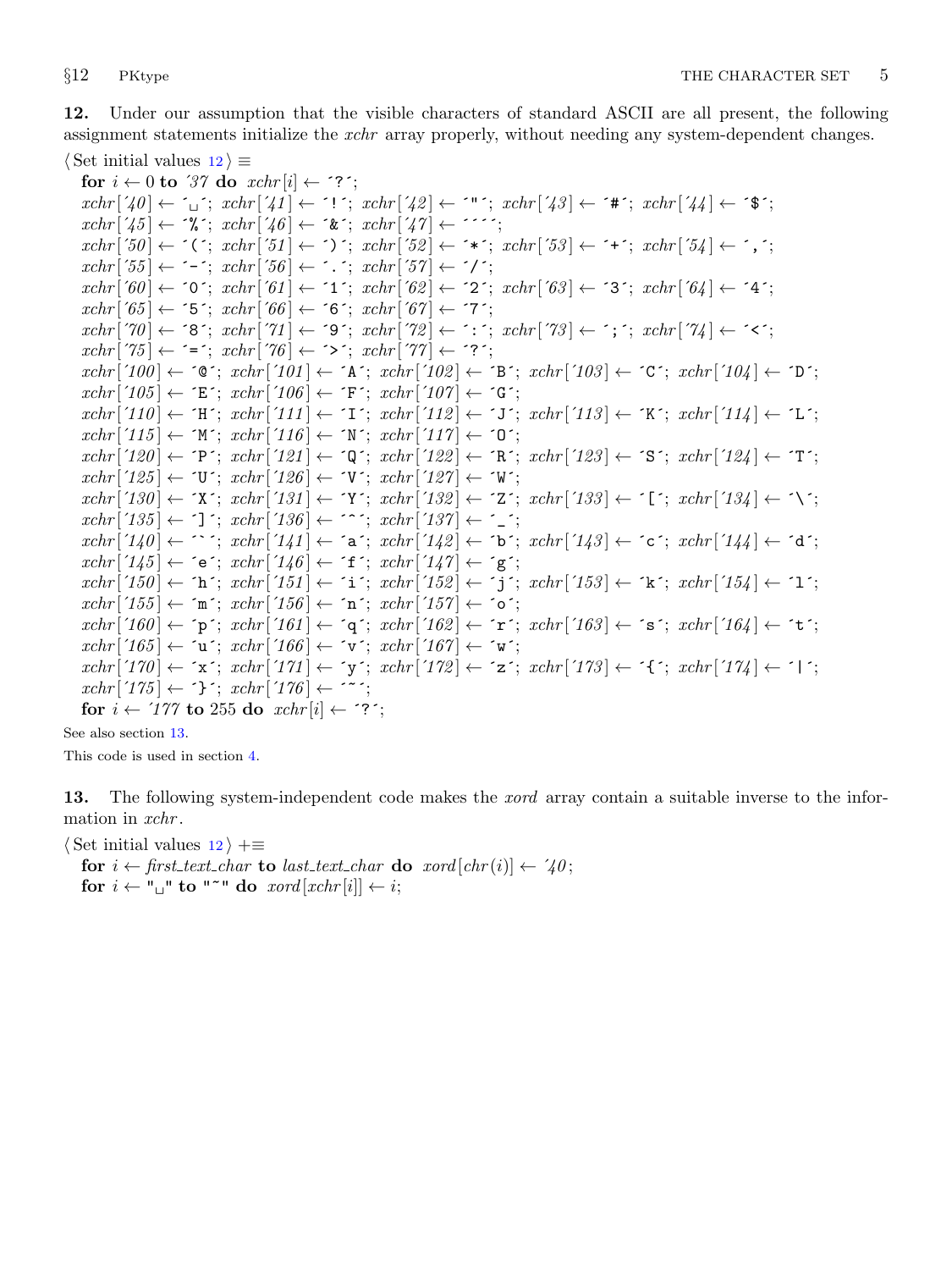**12.** Under our assumption that the visible characters of standard ASCII are all present, the following assignment statements initialize the *xchr* array properly, without needing any system-dependent changes.

⟨Set initial values 12⟩ ≡

```
for i ← 0 to '37 do xchr[i] ← '?';
xchr['40] ← '␣'; xchr['41] ← '!'; xchr['42] ← '"'; xchr['43] ← '#'; xchr['44] ← '$';
xchr['45] ← '%'; xchr['46] ← '&'; xchr['47] ← '''';
xchr['50] ← '('; xchr['51] ← ')'; xchr['52] ← '*'; xchr['53] ← '+'; xchr['54] ← ',';
xchr['55] ← '-'; xchr['56] ← '.'; xchr['57] ← '/';
xchr['60] ← '0'; xchr['61] ← '1'; xchr['62] ← '2'; xchr['63] ← '3'; xchr['64] ← '4';
xchr['65] ← '5'; xchr['66] ← '6'; xchr['67] ← '7';
xchr['70] ← '8'; xchr['71] ← '9'; xchr['72] ← ':'; xchr['73] ← ';'; xchr['74] ← '<';
xchr['75] ← '='; xchr['76] ← '>'; xchr['77] ← '?';
xchr['100] ← '@'; xchr['101] ← 'A'; xchr['102] ← 'B'; xchr['103] ← 'C'; xchr['104] ← 'D';
xchr['105] ← 'E'; xchr['106] ← 'F'; xchr['107] ← 'G';
xchr['110] ← 'H'; xchr['111] ← 'I'; xchr['112] ← 'J'; xchr['113] ← 'K'; xchr['114] ← 'L';
xchr['115] ← 'M'; xchr['116] ← 'N'; xchr['117] ← 'O';
xchr['120] ← 'P'; xchr['121] ← 'Q'; xchr['122] ← 'R'; xchr['123] ← 'S'; xchr['124] ← 'T';
xchr['125] ← 'U'; xchr['126] ← 'V'; xchr['127] ← 'W';
xchr['130] ← 'X'; xchr['131] ← 'Y'; xchr['132] ← 'Z'; xchr['133] ← '['; xchr['134] ← '\';
xchr['135] ← ']'; xchr['136] ← '^'; xchr['137] ← '_';
xchr['140] ← '`'; xchr['141] ← 'a'; xchr['142] ← 'b'; xchr['143] ← 'c'; xchr['144] ← 'd';
xchr['145] ← 'e'; xchr['146] ← 'f'; xchr['147] ← 'g';
xchr['150] ← 'h'; xchr['151] ← 'i'; xchr['152] ← 'j'; xchr['153] ← 'k'; xchr['154] ← 'l';
xchr['155] ← 'm'; xchr['156] ← 'n'; xchr['157] ← 'o';
xchr['160] ← 'p'; xchr['161] ← 'q'; xchr['162] ← 'r'; xchr['163] ← 's'; xchr['164] ← 't';
xchr['165] ← 'u'; xchr['166] ← 'v'; xchr['167] ← 'w';
xchr['170] ← 'x'; xchr['171] ← 'y'; xchr['172] ← 'z'; xchr['173] ← '{'; xchr['174] ← '|';
xchr['175] ← '}'; xchr['176] ← '~';
for i ← '177 to 255 do xchr[i] ← '?';
```

See also section 13.

This code is used in section 4.

**13.** The following system-independent code makes the *xord* array contain a suitable inverse to the information in *xchr*.

⟨Set initial values 12⟩ +≡

```
for i ← first_text_char to last_text_char do xord[chr(i)] ← '40;
for i ← "␣" to "~" do xord[xchr[i]] ← i;
```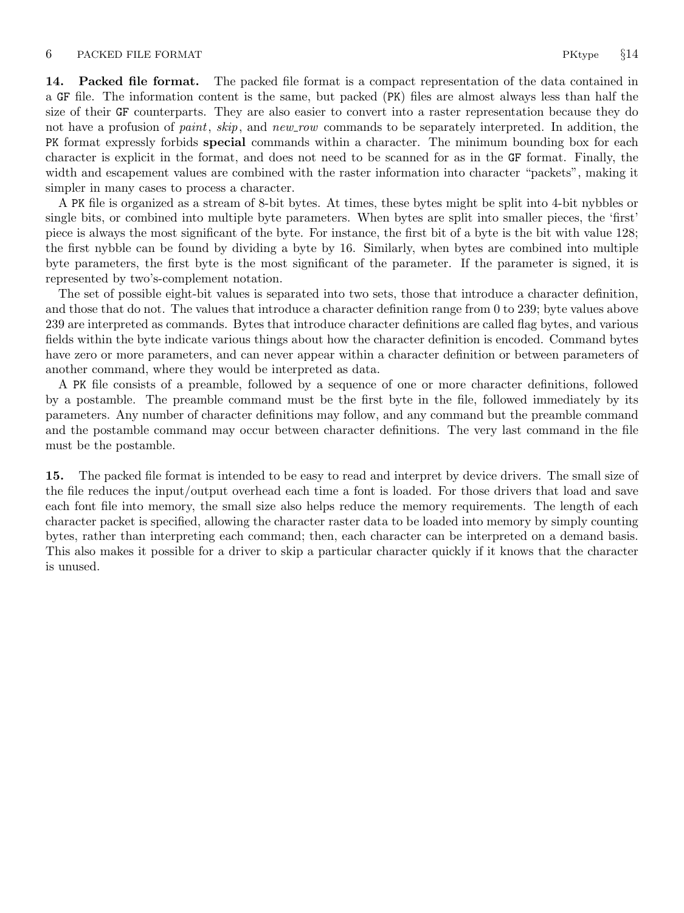**14. Packed file format.** The packed file format is a compact representation of the data contained in a GF file. The information content is the same, but packed (PK) files are almost always less than half the size of their GF counterparts. They are also easier to convert into a raster representation because they do not have a profusion of *paint*, *skip*, and *new_row* commands to be separately interpreted. In addition, the PK format expressly forbids **special** commands within a character. The minimum bounding box for each character is explicit in the format, and does not need to be scanned for as in the GF format. Finally, the width and escapement values are combined with the raster information into character "packets", making it simpler in many cases to process a character.

A PK file is organized as a stream of 8-bit bytes. At times, these bytes might be split into 4-bit nybbles or single bits, or combined into multiple byte parameters. When bytes are split into smaller pieces, the 'first' piece is always the most significant of the byte. For instance, the first bit of a byte is the bit with value 128; the first nybble can be found by dividing a byte by 16. Similarly, when bytes are combined into multiple byte parameters, the first byte is the most significant of the parameter. If the parameter is signed, it is represented by two's-complement notation.

The set of possible eight-bit values is separated into two sets, those that introduce a character definition, and those that do not. The values that introduce a character definition range from 0 to 239; byte values above 239 are interpreted as commands. Bytes that introduce character definitions are called flag bytes, and various fields within the byte indicate various things about how the character definition is encoded. Command bytes have zero or more parameters, and can never appear within a character definition or between parameters of another command, where they would be interpreted as data.

A PK file consists of a preamble, followed by a sequence of one or more character definitions, followed by a postamble. The preamble command must be the first byte in the file, followed immediately by its parameters. Any number of character definitions may follow, and any command but the preamble command and the postamble command may occur between character definitions. The very last command in the file must be the postamble.

**15.** The packed file format is intended to be easy to read and interpret by device drivers. The small size of the file reduces the input/output overhead each time a font is loaded. For those drivers that load and save each font file into memory, the small size also helps reduce the memory requirements. The length of each character packet is specified, allowing the character raster data to be loaded into memory by simply counting bytes, rather than interpreting each command; then, each character can be interpreted on a demand basis. This also makes it possible for a driver to skip a particular character quickly if it knows that the character is unused.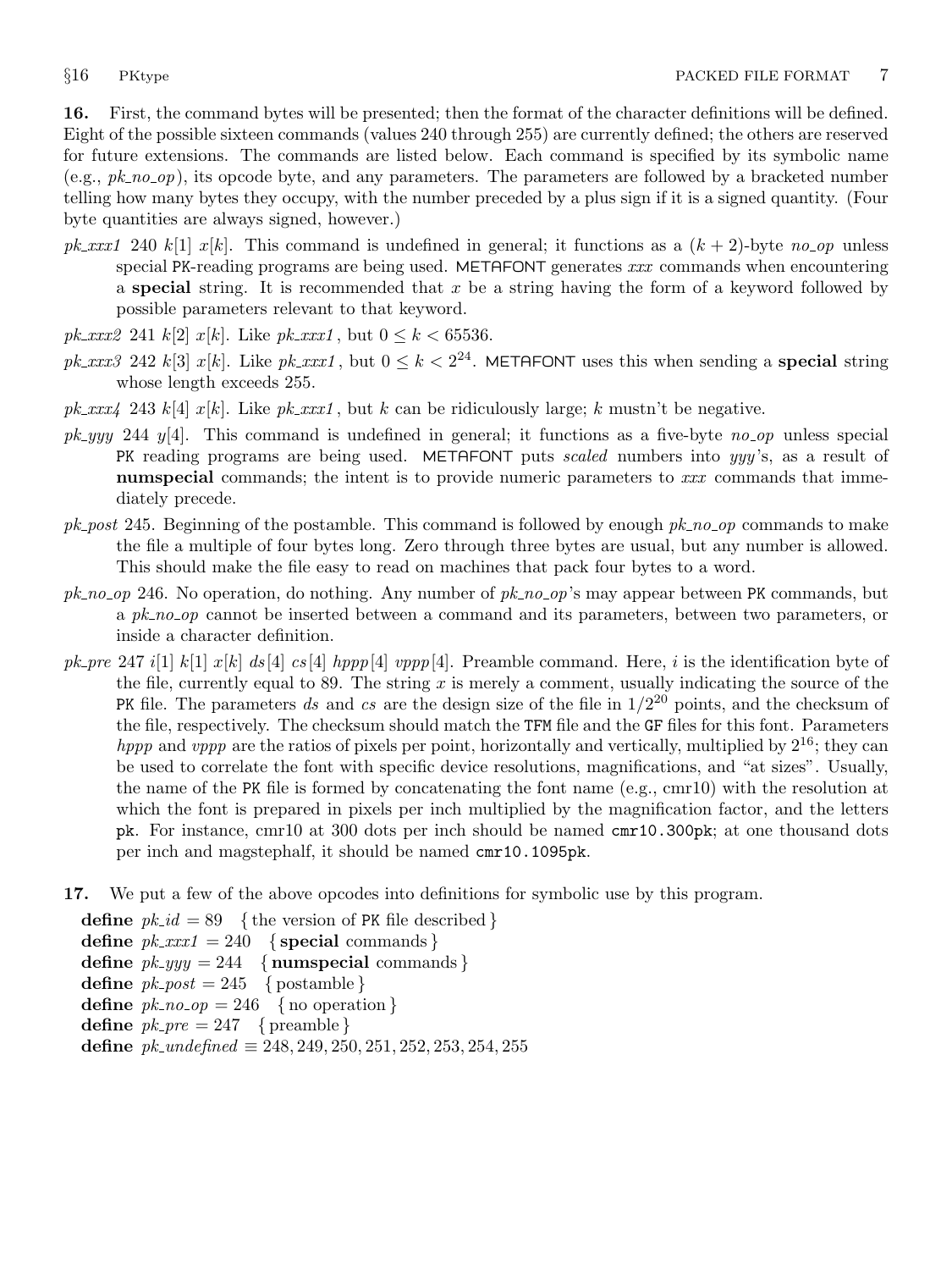**16.** First, the command bytes will be presented; then the format of the character definitions will be defined. Eight of the possible sixteen commands (values 240 through 255) are currently defined; the others are reserved for future extensions. The commands are listed below. Each command is specified by its symbolic name (e.g., *pk_no_op*), its opcode byte, and any parameters. The parameters are followed by a bracketed number telling how many bytes they occupy, with the number preceded by a plus sign if it is a signed quantity. (Four byte quantities are always signed, however.)

*pk_xxx1* 240 $k[1]$ $x[k]$. This command is undefined in general; it functions as a $(k+2)$-byte *no_op* unless special PK-reading programs are being used. METAFONT generates *xxx* commands when encountering a **special** string. It is recommended that $x$ be a string having the form of a keyword followed by possible parameters relevant to that keyword.

*pk_xxx2* 241 $k[2]$ $x[k]$. Like *pk_xxx1*, but $0 \le k < 65536$.

*pk_xxx3* 242 $k[3]$ $x[k]$. Like *pk_xxx1*, but $0 \le k < 2^{24}$. METAFONT uses this when sending a **special** string whose length exceeds 255.

*pk_xxx4* 243 $k[4]$ $x[k]$. Like *pk_xxx1*, but $k$ can be ridiculously large; $k$ mustn't be negative.

*pk_yyy* 244 $y[4]$. This command is undefined in general; it functions as a five-byte *no_op* unless special PK reading programs are being used. METAFONT puts *scaled* numbers into *yyy*'s, as a result of **numspecial** commands; the intent is to provide numeric parameters to *xxx* commands that immediately precede.

*pk_post* 245. Beginning of the postamble. This command is followed by enough *pk_no_op* commands to make the file a multiple of four bytes long. Zero through three bytes are usual, but any number is allowed. This should make the file easy to read on machines that pack four bytes to a word.

*pk_no_op* 246. No operation, do nothing. Any number of *pk_no_op*'s may appear between PK commands, but a *pk_no_op* cannot be inserted between a command and its parameters, between two parameters, or inside a character definition.

*pk_pre* 247 $i[1]$ $k[1]$ $x[k]$ $ds[4]$ $cs[4]$ $hppp[4]$ $vppp[4]$. Preamble command. Here, $i$ is the identification byte of the file, currently equal to 89. The string $x$ is merely a comment, usually indicating the source of the PK file. The parameters $ds$ and $cs$ are the design size of the file in $1/2^{20}$ points, and the checksum of the file, respectively. The checksum should match the TFM file and the GF files for this font. Parameters $hppp$ and $vppp$ are the ratios of pixels per point, horizontally and vertically, multiplied by $2^{16}$; they can be used to correlate the font with specific device resolutions, magnifications, and "at sizes". Usually, the name of the PK file is formed by concatenating the font name (e.g., cmr10) with the resolution at which the font is prepared in pixels per inch multiplied by the magnification factor, and the letters pk. For instance, cmr10 at 300 dots per inch should be named `cmr10.300pk`; at one thousand dots per inch and magstephalf, it should be named `cmr10.1095pk`.

**17.** We put a few of the above opcodes into definitions for symbolic use by this program.

**define** $pk\_id = 89$ { the version of PK file described }
**define** $pk\_xxx1 = 240$ { **special** commands }
**define** $pk\_yyy = 244$ { **numspecial** commands }
**define** $pk\_post = 245$ { postamble }
**define** $pk\_no\_op = 246$ { no operation }
**define** $pk\_pre = 247$ { preamble }
**define** $pk\_undefined \equiv 248, 249, 250, 251, 252, 253, 254, 255$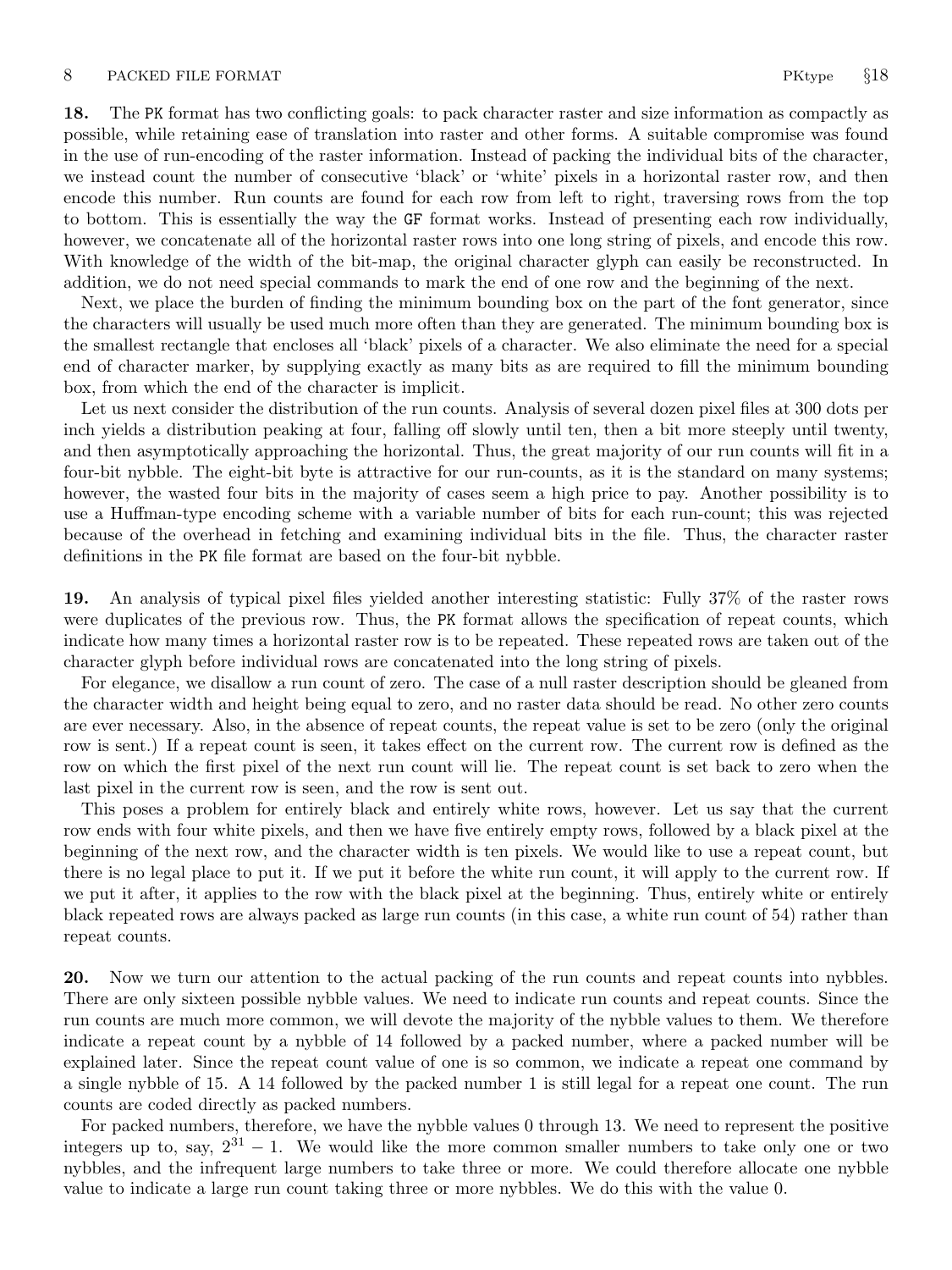**18.** The PK format has two conflicting goals: to pack character raster and size information as compactly as possible, while retaining ease of translation into raster and other forms. A suitable compromise was found in the use of run-encoding of the raster information. Instead of packing the individual bits of the character, we instead count the number of consecutive 'black' or 'white' pixels in a horizontal raster row, and then encode this number. Run counts are found for each row from left to right, traversing rows from the top to bottom. This is essentially the way the GF format works. Instead of presenting each row individually, however, we concatenate all of the horizontal raster rows into one long string of pixels, and encode this row. With knowledge of the width of the bit-map, the original character glyph can easily be reconstructed. In addition, we do not need special commands to mark the end of one row and the beginning of the next.

Next, we place the burden of finding the minimum bounding box on the part of the font generator, since the characters will usually be used much more often than they are generated. The minimum bounding box is the smallest rectangle that encloses all 'black' pixels of a character. We also eliminate the need for a special end of character marker, by supplying exactly as many bits as are required to fill the minimum bounding box, from which the end of the character is implicit.

Let us next consider the distribution of the run counts. Analysis of several dozen pixel files at 300 dots per inch yields a distribution peaking at four, falling off slowly until ten, then a bit more steeply until twenty, and then asymptotically approaching the horizontal. Thus, the great majority of our run counts will fit in a four-bit nybble. The eight-bit byte is attractive for our run-counts, as it is the standard on many systems; however, the wasted four bits in the majority of cases seem a high price to pay. Another possibility is to use a Huffman-type encoding scheme with a variable number of bits for each run-count; this was rejected because of the overhead in fetching and examining individual bits in the file. Thus, the character raster definitions in the PK file format are based on the four-bit nybble.

**19.** An analysis of typical pixel files yielded another interesting statistic: Fully 37% of the raster rows were duplicates of the previous row. Thus, the PK format allows the specification of repeat counts, which indicate how many times a horizontal raster row is to be repeated. These repeated rows are taken out of the character glyph before individual rows are concatenated into the long string of pixels.

For elegance, we disallow a run count of zero. The case of a null raster description should be gleaned from the character width and height being equal to zero, and no raster data should be read. No other zero counts are ever necessary. Also, in the absence of repeat counts, the repeat value is set to be zero (only the original row is sent.) If a repeat count is seen, it takes effect on the current row. The current row is defined as the row on which the first pixel of the next run count will lie. The repeat count is set back to zero when the last pixel in the current row is seen, and the row is sent out.

This poses a problem for entirely black and entirely white rows, however. Let us say that the current row ends with four white pixels, and then we have five entirely empty rows, followed by a black pixel at the beginning of the next row, and the character width is ten pixels. We would like to use a repeat count, but there is no legal place to put it. If we put it before the white run count, it will apply to the current row. If we put it after, it applies to the row with the black pixel at the beginning. Thus, entirely white or entirely black repeated rows are always packed as large run counts (in this case, a white run count of 54) rather than repeat counts.

**20.** Now we turn our attention to the actual packing of the run counts and repeat counts into nybbles. There are only sixteen possible nybble values. We need to indicate run counts and repeat counts. Since the run counts are much more common, we will devote the majority of the nybble values to them. We therefore indicate a repeat count by a nybble of 14 followed by a packed number, where a packed number will be explained later. Since the repeat count value of one is so common, we indicate a repeat one command by a single nybble of 15. A 14 followed by the packed number 1 is still legal for a repeat one count. The run counts are coded directly as packed numbers.

For packed numbers, therefore, we have the nybble values 0 through 13. We need to represent the positive integers up to, say, $2^{31} - 1$. We would like the more common smaller numbers to take only one or two nybbles, and the infrequent large numbers to take three or more. We could therefore allocate one nybble value to indicate a large run count taking three or more nybbles. We do this with the value 0.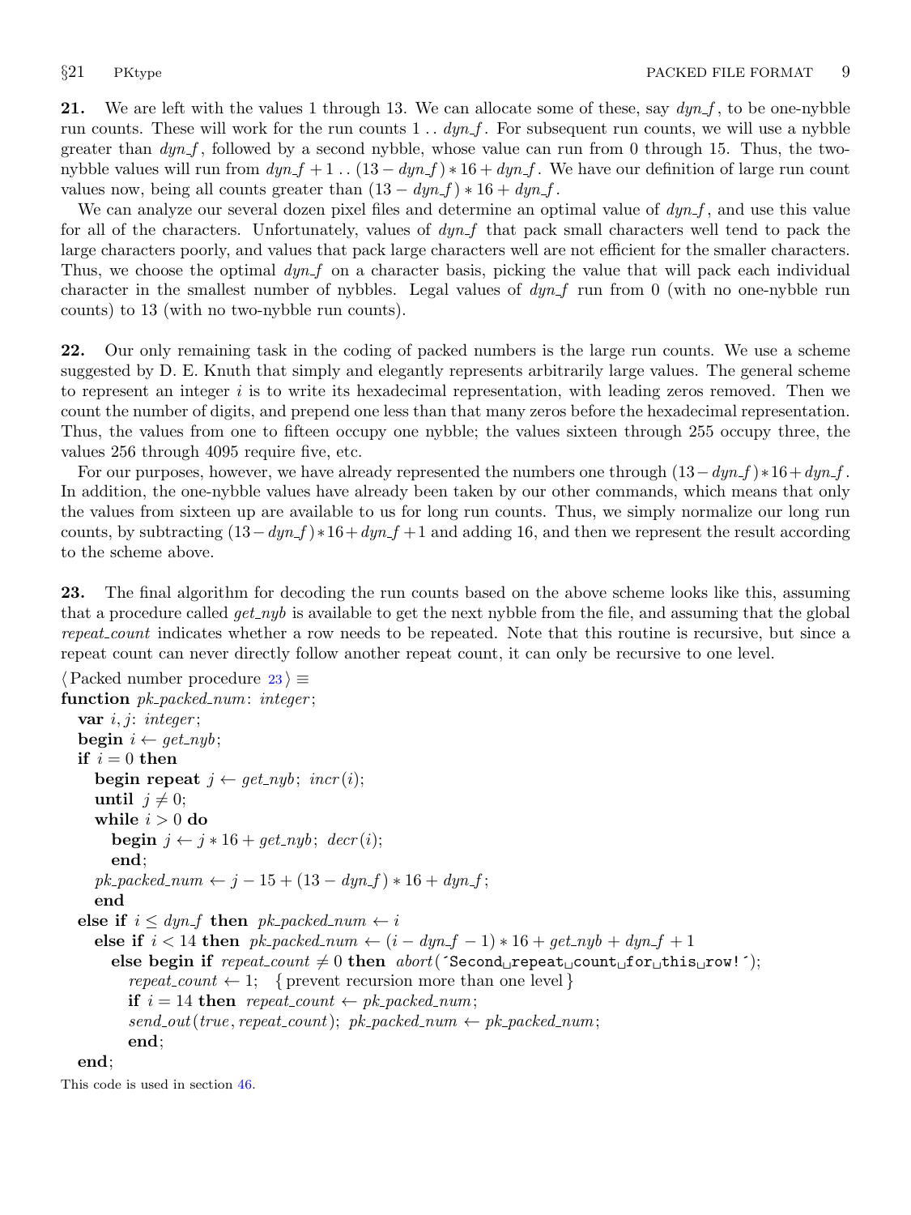**21.** We are left with the values 1 through 13. We can allocate some of these, say *dyn_f*, to be one-nybble run counts. These will work for the run counts $1 \mathinner{..} dyn\_f$. For subsequent run counts, we will use a nybble greater than *dyn_f*, followed by a second nybble, whose value can run from 0 through 15. Thus, the two-nybble values will run from $dyn\_f + 1 \mathinner{..} (13 - dyn\_f) * 16 + dyn\_f$. We have our definition of large run count values now, being all counts greater than $(13 - dyn\_f) * 16 + dyn\_f$.

We can analyze our several dozen pixel files and determine an optimal value of *dyn_f*, and use this value for all of the characters. Unfortunately, values of *dyn_f* that pack small characters well tend to pack the large characters poorly, and values that pack large characters well are not efficient for the smaller characters. Thus, we choose the optimal *dyn_f* on a character basis, picking the value that will pack each individual character in the smallest number of nybbles. Legal values of *dyn_f* run from 0 (with no one-nybble run counts) to 13 (with no two-nybble run counts).

**22.** Our only remaining task in the coding of packed numbers is the large run counts. We use a scheme suggested by D. E. Knuth that simply and elegantly represents arbitrarily large values. The general scheme to represent an integer *i* is to write its hexadecimal representation, with leading zeros removed. Then we count the number of digits, and prepend one less than that many zeros before the hexadecimal representation. Thus, the values from one to fifteen occupy one nybble; the values sixteen through 255 occupy three, the values 256 through 4095 require five, etc.

For our purposes, however, we have already represented the numbers one through $(13 - dyn\_f) * 16 + dyn\_f$. In addition, the one-nybble values have already been taken by our other commands, which means that only the values from sixteen up are available to us for long run counts. Thus, we simply normalize our long run counts, by subtracting $(13 - dyn\_f) * 16 + dyn\_f + 1$ and adding 16, and then we represent the result according to the scheme above.

**23.** The final algorithm for decoding the run counts based on the above scheme looks like this, assuming that a procedure called *get_nyb* is available to get the next nybble from the file, and assuming that the global *repeat_count* indicates whether a row needs to be repeated. Note that this routine is recursive, but since a repeat count can never directly follow another repeat count, it can only be recursive to one level.

```
⟨Packed number procedure 23⟩ ≡
function pk_packed_num: integer;
  var i, j: integer;
  begin i ← get_nyb;
  if i = 0 then
    begin repeat j ← get_nyb; incr(i);
    until j ≠ 0;
    while i > 0 do
      begin j ← j * 16 + get_nyb; decr(i);
      end;
    pk_packed_num ← j − 15 + (13 − dyn_f) * 16 + dyn_f;
    end
  else if i ≤ dyn_f then pk_packed_num ← i
    else if i < 14 then pk_packed_num ← (i − dyn_f − 1) * 16 + get_nyb + dyn_f + 1
      else begin if repeat_count ≠ 0 then abort('Second repeat count for this row!');
        repeat_count ← 1;  { prevent recursion more than one level }
        if i = 14 then repeat_count ← pk_packed_num;
        send_out(true, repeat_count); pk_packed_num ← pk_packed_num;
        end;
  end;
```

This code is used in section 46.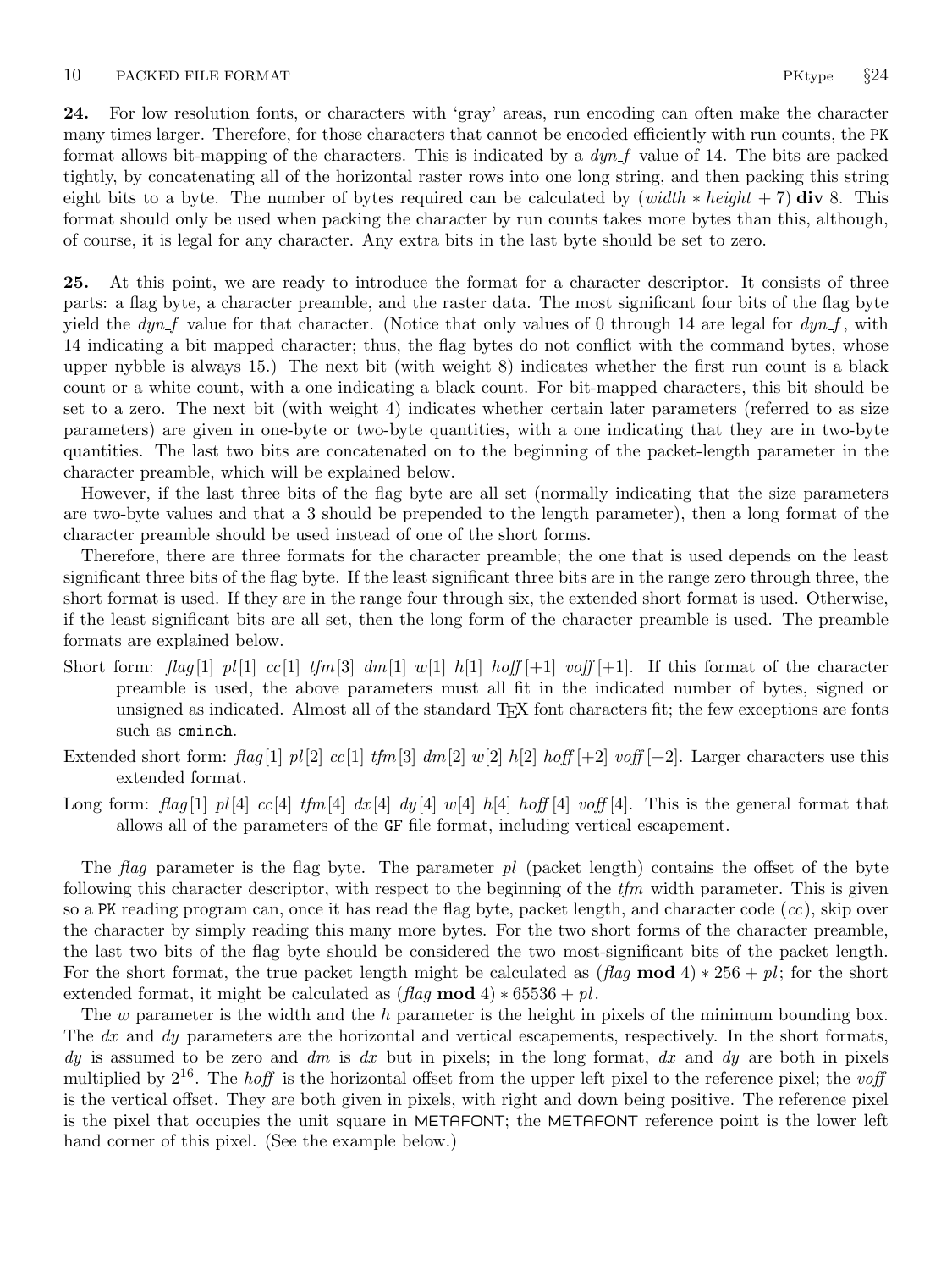**24.** For low resolution fonts, or characters with 'gray' areas, run encoding can often make the character many times larger. Therefore, for those characters that cannot be encoded efficiently with run counts, the PK format allows bit-mapping of the characters. This is indicated by a *dyn_f* value of 14. The bits are packed tightly, by concatenating all of the horizontal raster rows into one long string, and then packing this string eight bits to a byte. The number of bytes required can be calculated by $(width * height + 7)$ **div** 8. This format should only be used when packing the character by run counts takes more bytes than this, although, of course, it is legal for any character. Any extra bits in the last byte should be set to zero.

**25.** At this point, we are ready to introduce the format for a character descriptor. It consists of three parts: a flag byte, a character preamble, and the raster data. The most significant four bits of the flag byte yield the *dyn_f* value for that character. (Notice that only values of 0 through 14 are legal for *dyn_f*, with 14 indicating a bit mapped character; thus, the flag bytes do not conflict with the command bytes, whose upper nybble is always 15.) The next bit (with weight 8) indicates whether the first run count is a black count or a white count, with a one indicating a black count. For bit-mapped characters, this bit should be set to a zero. The next bit (with weight 4) indicates whether certain later parameters (referred to as size parameters) are given in one-byte or two-byte quantities, with a one indicating that they are in two-byte quantities. The last two bits are concatenated on to the beginning of the packet-length parameter in the character preamble, which will be explained below.

However, if the last three bits of the flag byte are all set (normally indicating that the size parameters are two-byte values and that a 3 should be prepended to the length parameter), then a long format of the character preamble should be used instead of one of the short forms.

Therefore, there are three formats for the character preamble; the one that is used depends on the least significant three bits of the flag byte. If the least significant three bits are in the range zero through three, the short format is used. If they are in the range four through six, the extended short format is used. Otherwise, if the least significant bits are all set, then the long form of the character preamble is used. The preamble formats are explained below.

Short form: *flag*[1] *pl*[1] *cc*[1] *tfm*[3] *dm*[1] *w*[1] *h*[1] *hoff*[+1] *voff*[+1]. If this format of the character preamble is used, the above parameters must all fit in the indicated number of bytes, signed or unsigned as indicated. Almost all of the standard TeX font characters fit; the few exceptions are fonts such as `cminch`.

Extended short form: *flag*[1] *pl*[2] *cc*[1] *tfm*[3] *dm*[2] *w*[2] *h*[2] *hoff*[+2] *voff*[+2]. Larger characters use this extended format.

Long form: *flag*[1] *pl*[4] *cc*[4] *tfm*[4] *dx*[4] *dy*[4] *w*[4] *h*[4] *hoff*[4] *voff*[4]. This is the general format that allows all of the parameters of the GF file format, including vertical escapement.

The *flag* parameter is the flag byte. The parameter *pl* (packet length) contains the offset of the byte following this character descriptor, with respect to the beginning of the *tfm* width parameter. This is given so a PK reading program can, once it has read the flag byte, packet length, and character code (*cc*), skip over the character by simply reading this many more bytes. For the two short forms of the character preamble, the last two bits of the flag byte should be considered the two most-significant bits of the packet length. For the short format, the true packet length might be calculated as $(flag \bmod 4) * 256 + pl$; for the short extended format, it might be calculated as $(flag \bmod 4) * 65536 + pl$.

The *w* parameter is the width and the *h* parameter is the height in pixels of the minimum bounding box. The *dx* and *dy* parameters are the horizontal and vertical escapements, respectively. In the short formats, *dy* is assumed to be zero and *dm* is *dx* but in pixels; in the long format, *dx* and *dy* are both in pixels multiplied by $2^{16}$. The *hoff* is the horizontal offset from the upper left pixel to the reference pixel; the *voff* is the vertical offset. They are both given in pixels, with right and down being positive. The reference pixel is the pixel that occupies the unit square in METAFONT; the METAFONT reference point is the lower left hand corner of this pixel. (See the example below.)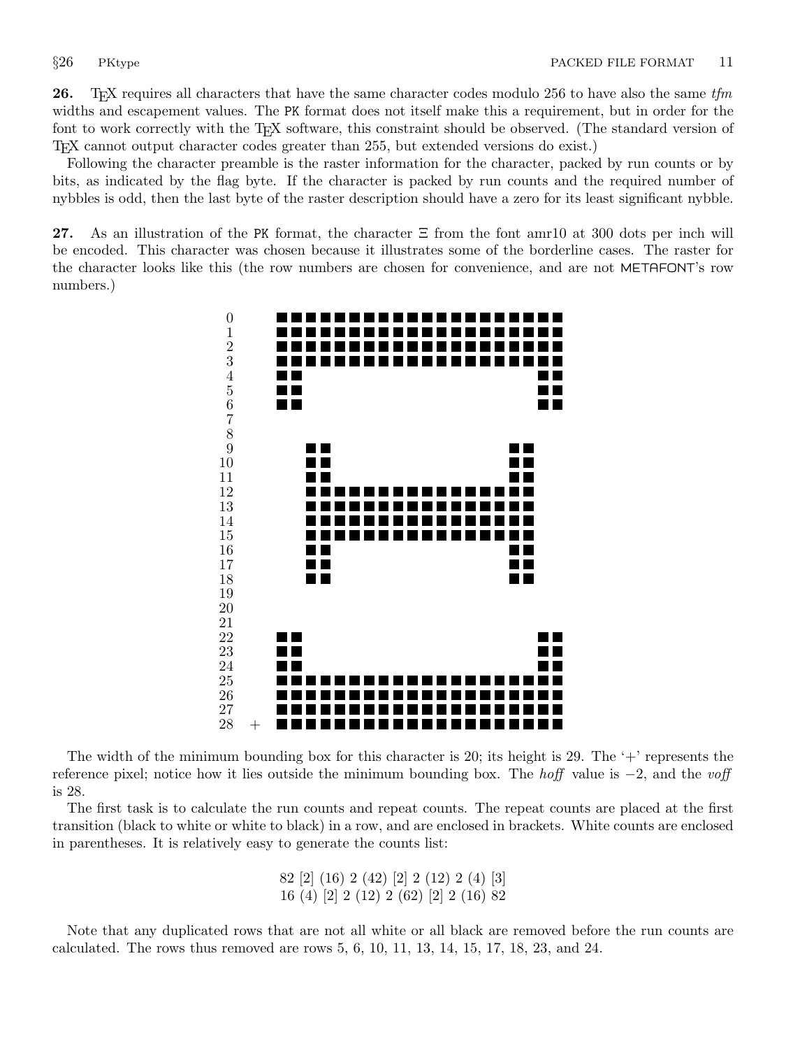**26.** TeX requires all characters that have the same character codes modulo 256 to have also the same *tfm* widths and escapement values. The PK format does not itself make this a requirement, but in order for the font to work correctly with the TeX software, this constraint should be observed. (The standard version of TeX cannot output character codes greater than 255, but extended versions do exist.)

Following the character preamble is the raster information for the character, packed by run counts or by bits, as indicated by the flag byte. If the character is packed by run counts and the required number of nybbles is odd, then the last byte of the raster description should have a zero for its least significant nybble.

**27.** As an illustration of the PK format, the character Ξ from the font amr10 at 300 dots per inch will be encoded. This character was chosen because it illustrates some of the borderline cases. The raster for the character looks like this (the row numbers are chosen for convenience, and are not METAFONT's row numbers.)

```
 0     ■■■■■■■■■■■■■■■■■■■■
 1     ■■■■■■■■■■■■■■■■■■■■
 2     ■■■■■■■■■■■■■■■■■■■■
 3     ■■■■■■■■■■■■■■■■■■■■
 4     ■■                ■■
 5     ■■                ■■
 6     ■■                ■■
 7
 8
 9       ■■            ■■
10       ■■            ■■
11       ■■            ■■
12       ■■■■■■■■■■■■■■■■
13       ■■■■■■■■■■■■■■■■
14       ■■■■■■■■■■■■■■■■
15       ■■■■■■■■■■■■■■■■
16       ■■            ■■
17       ■■            ■■
18       ■■            ■■
19
20
21
22     ■■                ■■
23     ■■                ■■
24     ■■                ■■
25     ■■■■■■■■■■■■■■■■■■■■
26     ■■■■■■■■■■■■■■■■■■■■
27     ■■■■■■■■■■■■■■■■■■■■
28  +  ■■■■■■■■■■■■■■■■■■■■
```

The width of the minimum bounding box for this character is 20; its height is 29. The '+' represents the reference pixel; notice how it lies outside the minimum bounding box. The *hoff* value is −2, and the *voff* is 28.

The first task is to calculate the run counts and repeat counts. The repeat counts are placed at the first transition (black to white or white to black) in a row, and are enclosed in brackets. White counts are enclosed in parentheses. It is relatively easy to generate the counts list:

82 [2] (16) 2 (42) [2] 2 (12) 2 (4) [3]
16 (4) [2] 2 (12) 2 (62) [2] 2 (16) 82

Note that any duplicated rows that are not all white or all black are removed before the run counts are calculated. The rows thus removed are rows 5, 6, 10, 11, 13, 14, 15, 17, 18, 23, and 24.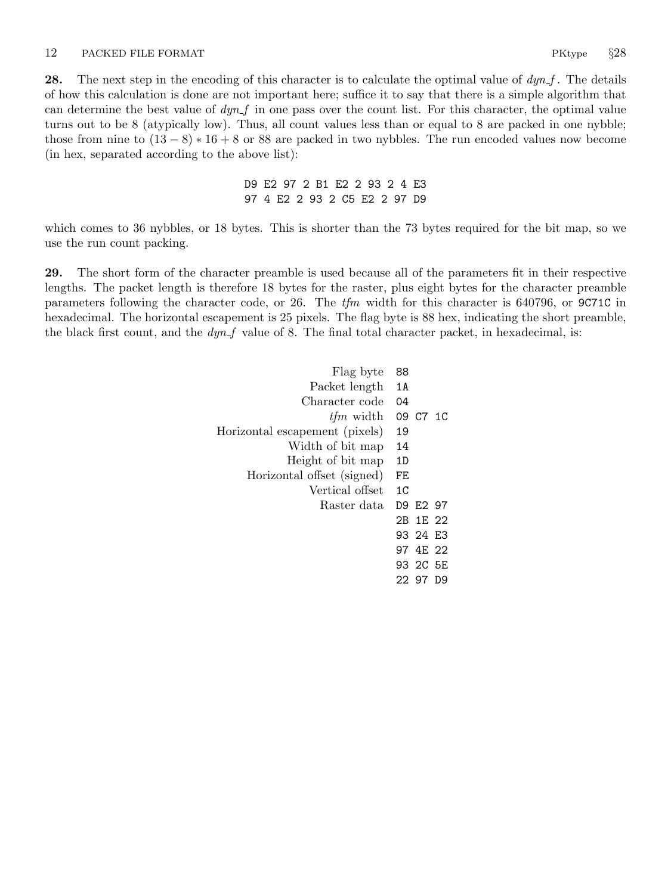**28.** The next step in the encoding of this character is to calculate the optimal value of *dyn_f*. The details of how this calculation is done are not important here; suffice it to say that there is a simple algorithm that can determine the best value of *dyn_f* in one pass over the count list. For this character, the optimal value turns out to be 8 (atypically low). Thus, all count values less than or equal to 8 are packed in one nybble; those from nine to $(13 - 8) * 16 + 8$ or 88 are packed in two nybbles. The run encoded values now become (in hex, separated according to the above list):

```
D9 E2 97 2 B1 E2 2 93 2 4 E3
97 4 E2 2 93 2 C5 E2 2 97 D9
```

which comes to 36 nybbles, or 18 bytes. This is shorter than the 73 bytes required for the bit map, so we use the run count packing.

**29.** The short form of the character preamble is used because all of the parameters fit in their respective lengths. The packet length is therefore 18 bytes for the raster, plus eight bytes for the character preamble parameters following the character code, or 26. The *tfm* width for this character is 640796, or `9C71C` in hexadecimal. The horizontal escapement is 25 pixels. The flag byte is 88 hex, indicating the short preamble, the black first count, and the *dyn_f* value of 8. The final total character packet, in hexadecimal, is:

| | |
|---|---|
| Flag byte | `88` |
| Packet length | `1A` |
| Character code | `04` |
| *tfm* width | `09 C7 1C` |
| Horizontal escapement (pixels) | `19` |
| Width of bit map | `14` |
| Height of bit map | `1D` |
| Horizontal offset (signed) | `FE` |
| Vertical offset | `1C` |
| Raster data | `D9 E2 97` |
| | `2B 1E 22` |
| | `93 24 E3` |
| | `97 4E 22` |
| | `93 2C 5E` |
| | `22 97 D9` |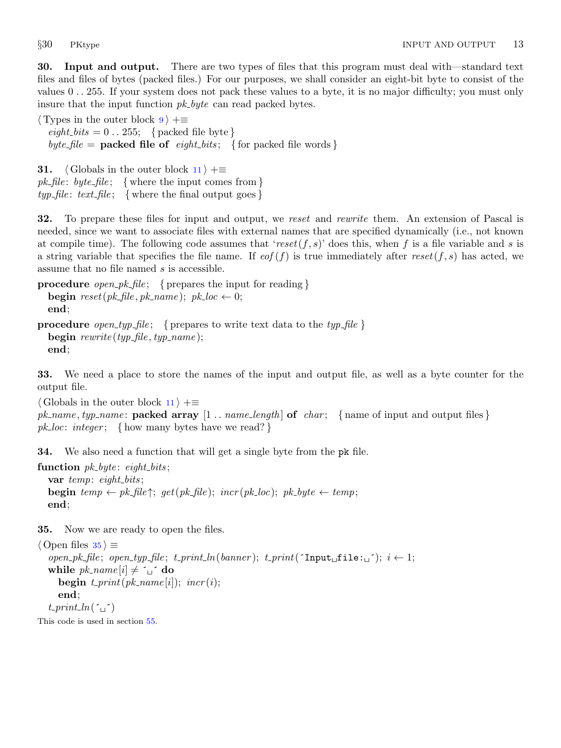**30. Input and output.** There are two types of files that this program must deal with—standard text files and files of bytes (packed files.) For our purposes, we shall consider an eight-bit byte to consist of the values 0 . . 255. If your system does not pack these values to a byte, it is no major difficulty; you must only insure that the input function *pk_byte* can read packed bytes.

```
⟨Types in the outer block 9⟩ +≡
  eight_bits = 0 .. 255;  { packed file byte }
  byte_file = packed file of eight_bits;  { for packed file words }
```

**31.**

```
⟨Globals in the outer block 11⟩ +≡
pk_file: byte_file;  { where the input comes from }
typ_file: text_file;  { where the final output goes }
```

**32.** To prepare these files for input and output, we *reset* and *rewrite* them. An extension of Pascal is needed, since we want to associate files with external names that are specified dynamically (i.e., not known at compile time). The following code assumes that '*reset*(*f*, *s*)' does this, when *f* is a file variable and *s* is a string variable that specifies the file name. If *eof*(*f*) is true immediately after *reset*(*f*, *s*) has acted, we assume that no file named *s* is accessible.

```
procedure open_pk_file;  { prepares the input for reading }
  begin reset(pk_file, pk_name); pk_loc ← 0;
  end;

procedure open_typ_file;  { prepares to write text data to the typ_file }
  begin rewrite(typ_file, typ_name);
  end;
```

**33.** We need a place to store the names of the input and output file, as well as a byte counter for the output file.

```
⟨Globals in the outer block 11⟩ +≡
pk_name, typ_name: packed array [1 .. name_length] of char;  { name of input and output files }
pk_loc: integer;  { how many bytes have we read? }
```

**34.** We also need a function that will get a single byte from the pk file.

```
function pk_byte: eight_bits;
  var temp: eight_bits;
  begin temp ← pk_file↑; get(pk_file); incr(pk_loc); pk_byte ← temp;
  end;
```

**35.** Now we are ready to open the files.

```
⟨Open files 35⟩ ≡
  open_pk_file; open_typ_file; t_print_ln(banner); t_print(´Input␣file:␣´); i ← 1;
  while pk_name[i] ≠ ´␣´ do
    begin t_print(pk_name[i]); incr(i);
    end;
  t_print_ln(´␣´)
```

This code is used in section 55.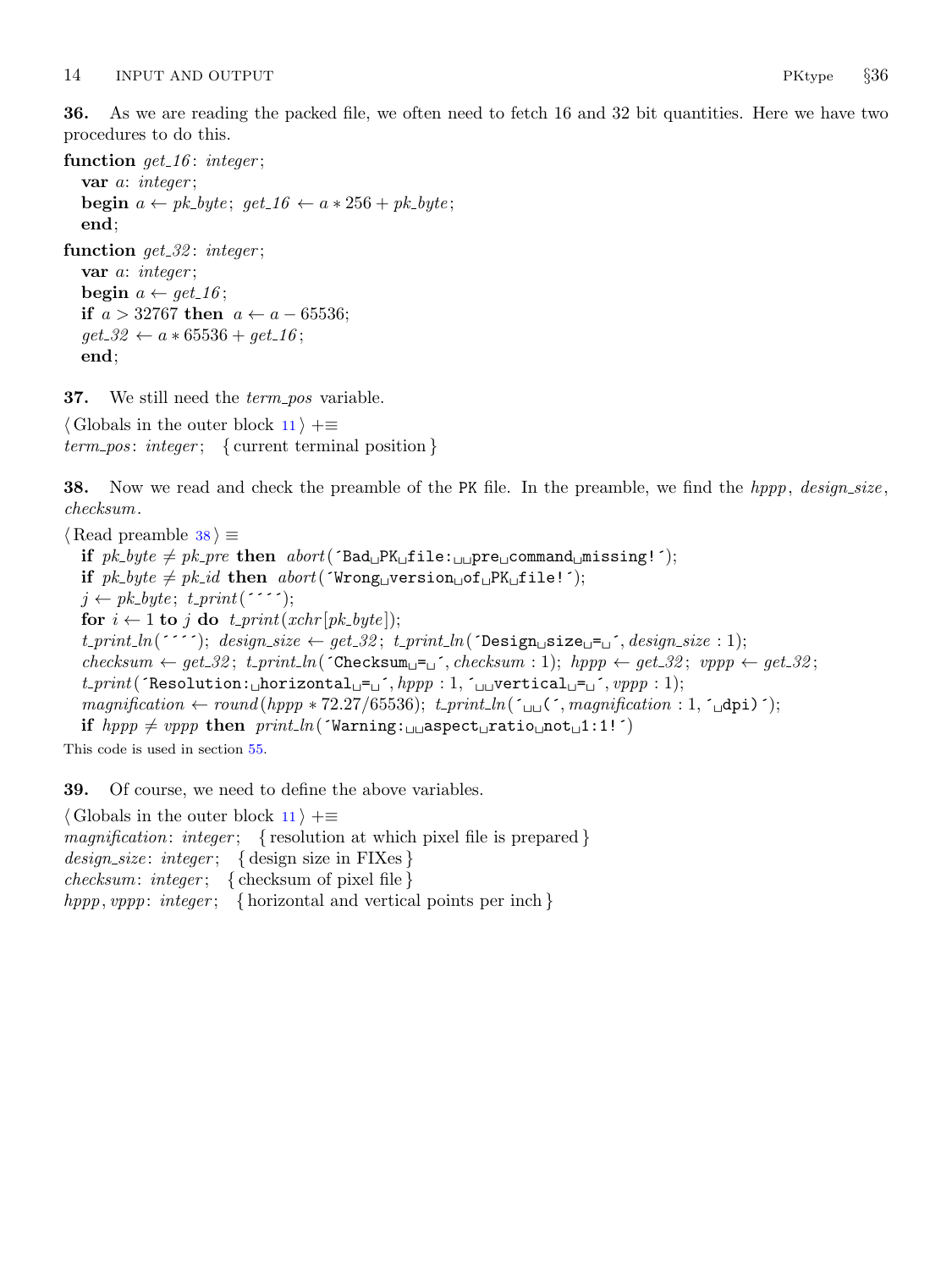**36.** As we are reading the packed file, we often need to fetch 16 and 32 bit quantities. Here we have two procedures to do this.

```
function get_16: integer;
  var a: integer;
  begin a ← pk_byte; get_16 ← a * 256 + pk_byte;
  end;
function get_32: integer;
  var a: integer;
  begin a ← get_16;
  if a > 32767 then a ← a − 65536;
  get_32 ← a * 65536 + get_16;
  end;
```

**37.** We still need the *term_pos* variable.

```
⟨Globals in the outer block 11⟩ +≡
term_pos: integer;  { current terminal position }
```

**38.** Now we read and check the preamble of the PK file. In the preamble, we find the *hppp*, *design_size*, *checksum*.

```
⟨Read preamble 38⟩ ≡
  if pk_byte ≠ pk_pre then abort('Bad␣PK␣file:␣␣pre␣command␣missing!');
  if pk_byte ≠ pk_id then abort('Wrong␣version␣of␣PK␣file!');
  j ← pk_byte; t_print('''');
  for i ← 1 to j do t_print(xchr[pk_byte]);
  t_print_ln(''''); design_size ← get_32; t_print_ln('Design␣size␣=␣', design_size : 1);
  checksum ← get_32; t_print_ln('Checksum␣=␣', checksum : 1); hppp ← get_32; vppp ← get_32;
  t_print('Resolution:␣horizontal␣=␣', hppp : 1, '␣␣vertical␣=␣', vppp : 1);
  magnification ← round(hppp * 72.27/65536); t_print_ln('␣␣(', magnification : 1, '␣dpi)');
  if hppp ≠ vppp then print_ln('Warning:␣␣aspect␣ratio␣not␣1:1!')
```

This code is used in section 55.

**39.** Of course, we need to define the above variables.

```
⟨Globals in the outer block 11⟩ +≡
magnification: integer;  { resolution at which pixel file is prepared }
design_size: integer;  { design size in FIXes }
checksum: integer;  { checksum of pixel file }
hppp, vppp: integer;  { horizontal and vertical points per inch }
```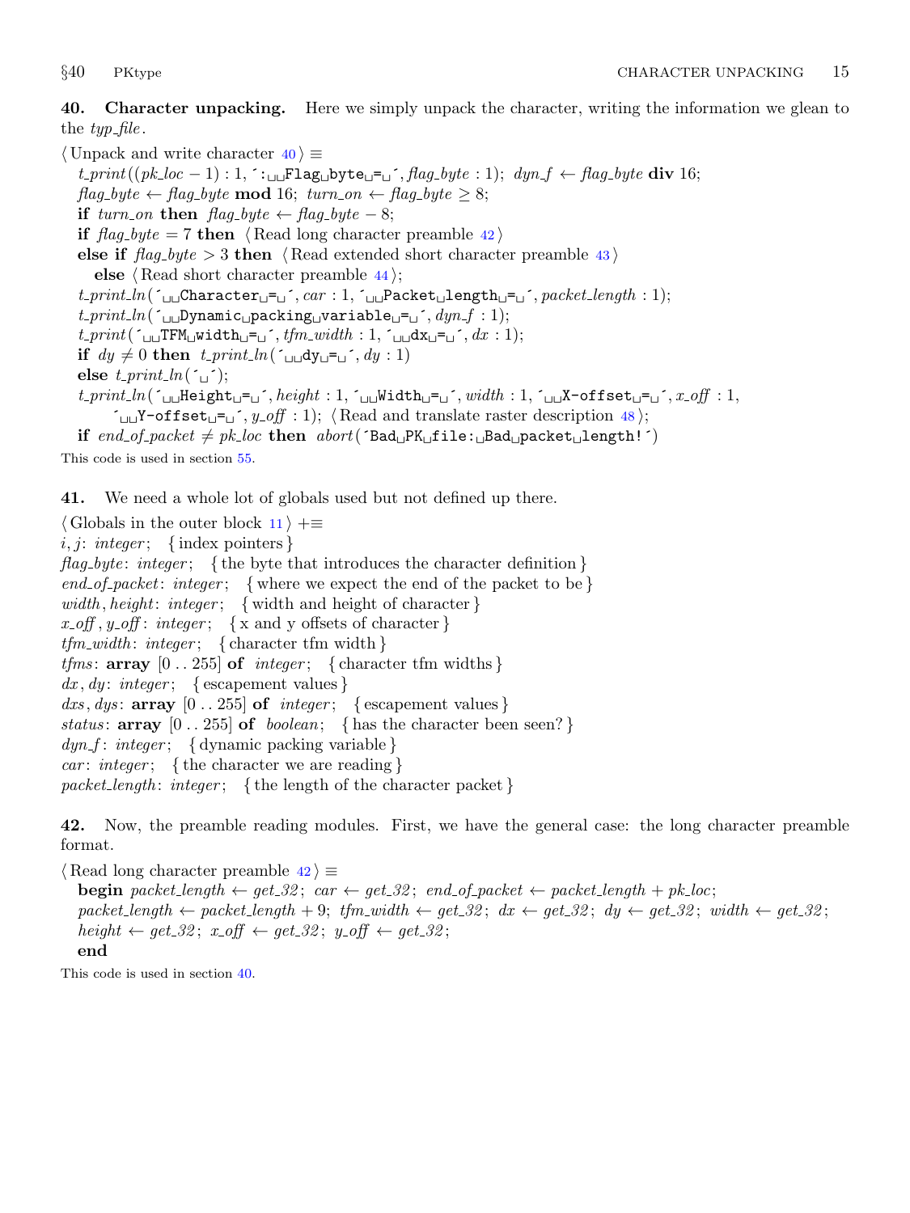**40. Character unpacking.** Here we simply unpack the character, writing the information we glean to the *typ_file*.

⟨Unpack and write character 40⟩ ≡

```
t_print((pk_loc − 1) : 1, ´:␣␣Flag␣byte␣=␣´, flag_byte : 1); dyn_f ← flag_byte div 16;
flag_byte ← flag_byte mod 16; turn_on ← flag_byte ≥ 8;
if turn_on then flag_byte ← flag_byte − 8;
if flag_byte = 7 then ⟨Read long character preamble 42⟩
else if flag_byte > 3 then ⟨Read extended short character preamble 43⟩
   else ⟨Read short character preamble 44⟩;
t_print_ln(´␣␣Character␣=␣´, car : 1, ´␣␣Packet␣length␣=␣´, packet_length : 1);
t_print_ln(´␣␣Dynamic␣packing␣variable␣=␣´, dyn_f : 1);
t_print(´␣␣TFM␣width␣=␣´, tfm_width : 1, ´␣␣dx␣=␣´, dx : 1);
if dy ≠ 0 then t_print_ln(´␣␣dy␣=␣´, dy : 1)
else t_print_ln(´␣´);
t_print_ln(´␣␣Height␣=␣´, height : 1, ´␣␣Width␣=␣´, width : 1, ´␣␣X-offset␣=␣´, x_off : 1,
      ´␣␣Y-offset␣=␣´, y_off : 1); ⟨Read and translate raster description 48⟩;
if end_of_packet ≠ pk_loc then abort(´Bad␣PK␣file:␣Bad␣packet␣length!´)
```

This code is used in section 55.

**41.** We need a whole lot of globals used but not defined up there.

⟨Globals in the outer block 11⟩ +≡

```
i, j: integer;   {index pointers}
flag_byte: integer;   {the byte that introduces the character definition}
end_of_packet: integer;   {where we expect the end of the packet to be}
width, height: integer;   {width and height of character}
x_off, y_off: integer;   {x and y offsets of character}
tfm_width: integer;   {character tfm width}
tfms: array [0 .. 255] of integer;   {character tfm widths}
dx, dy: integer;   {escapement values}
dxs, dys: array [0 .. 255] of integer;   {escapement values}
status: array [0 .. 255] of boolean;   {has the character been seen?}
dyn_f: integer;   {dynamic packing variable}
car: integer;   {the character we are reading}
packet_length: integer;   {the length of the character packet}
```

**42.** Now, the preamble reading modules. First, we have the general case: the long character preamble format.

⟨Read long character preamble 42⟩ ≡

```
begin packet_length ← get_32; car ← get_32; end_of_packet ← packet_length + pk_loc;
packet_length ← packet_length + 9; tfm_width ← get_32; dx ← get_32; dy ← get_32; width ← get_32;
height ← get_32; x_off ← get_32; y_off ← get_32;
end
```

This code is used in section 40.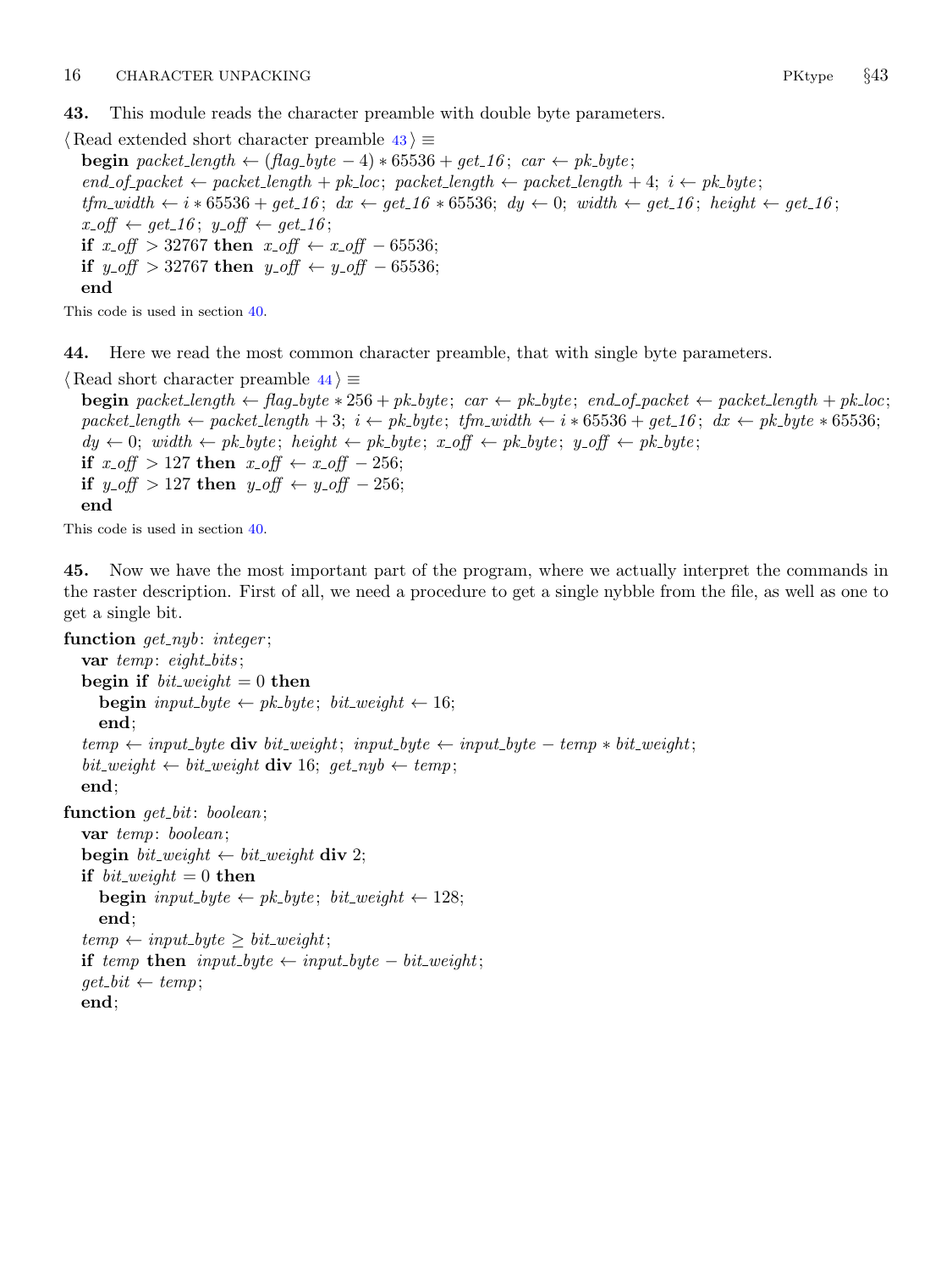**43.** This module reads the character preamble with double byte parameters.

⟨ Read extended short character preamble 43 ⟩ ≡

```
begin packet_length ← (flag_byte − 4) * 65536 + get_16; car ← pk_byte;
end_of_packet ← packet_length + pk_loc; packet_length ← packet_length + 4; i ← pk_byte;
tfm_width ← i * 65536 + get_16; dx ← get_16 * 65536; dy ← 0; width ← get_16; height ← get_16;
x_off ← get_16; y_off ← get_16;
if x_off > 32767 then x_off ← x_off − 65536;
if y_off > 32767 then y_off ← y_off − 65536;
end
```

This code is used in section 40.

**44.** Here we read the most common character preamble, that with single byte parameters.

⟨ Read short character preamble 44 ⟩ ≡

```
begin packet_length ← flag_byte * 256 + pk_byte; car ← pk_byte; end_of_packet ← packet_length + pk_loc;
packet_length ← packet_length + 3; i ← pk_byte; tfm_width ← i * 65536 + get_16; dx ← pk_byte * 65536;
dy ← 0; width ← pk_byte; height ← pk_byte; x_off ← pk_byte; y_off ← pk_byte;
if x_off > 127 then x_off ← x_off − 256;
if y_off > 127 then y_off ← y_off − 256;
end
```

This code is used in section 40.

**45.** Now we have the most important part of the program, where we actually interpret the commands in the raster description. First of all, we need a procedure to get a single nybble from the file, as well as one to get a single bit.

```
function get_nyb: integer;
  var temp: eight_bits;
  begin if bit_weight = 0 then
    begin input_byte ← pk_byte; bit_weight ← 16;
    end;
  temp ← input_byte div bit_weight; input_byte ← input_byte − temp * bit_weight;
  bit_weight ← bit_weight div 16; get_nyb ← temp;
  end;

function get_bit: boolean;
  var temp: boolean;
  begin bit_weight ← bit_weight div 2;
  if bit_weight = 0 then
    begin input_byte ← pk_byte; bit_weight ← 128;
    end;
  temp ← input_byte ≥ bit_weight;
  if temp then input_byte ← input_byte − bit_weight;
  get_bit ← temp;
  end;
```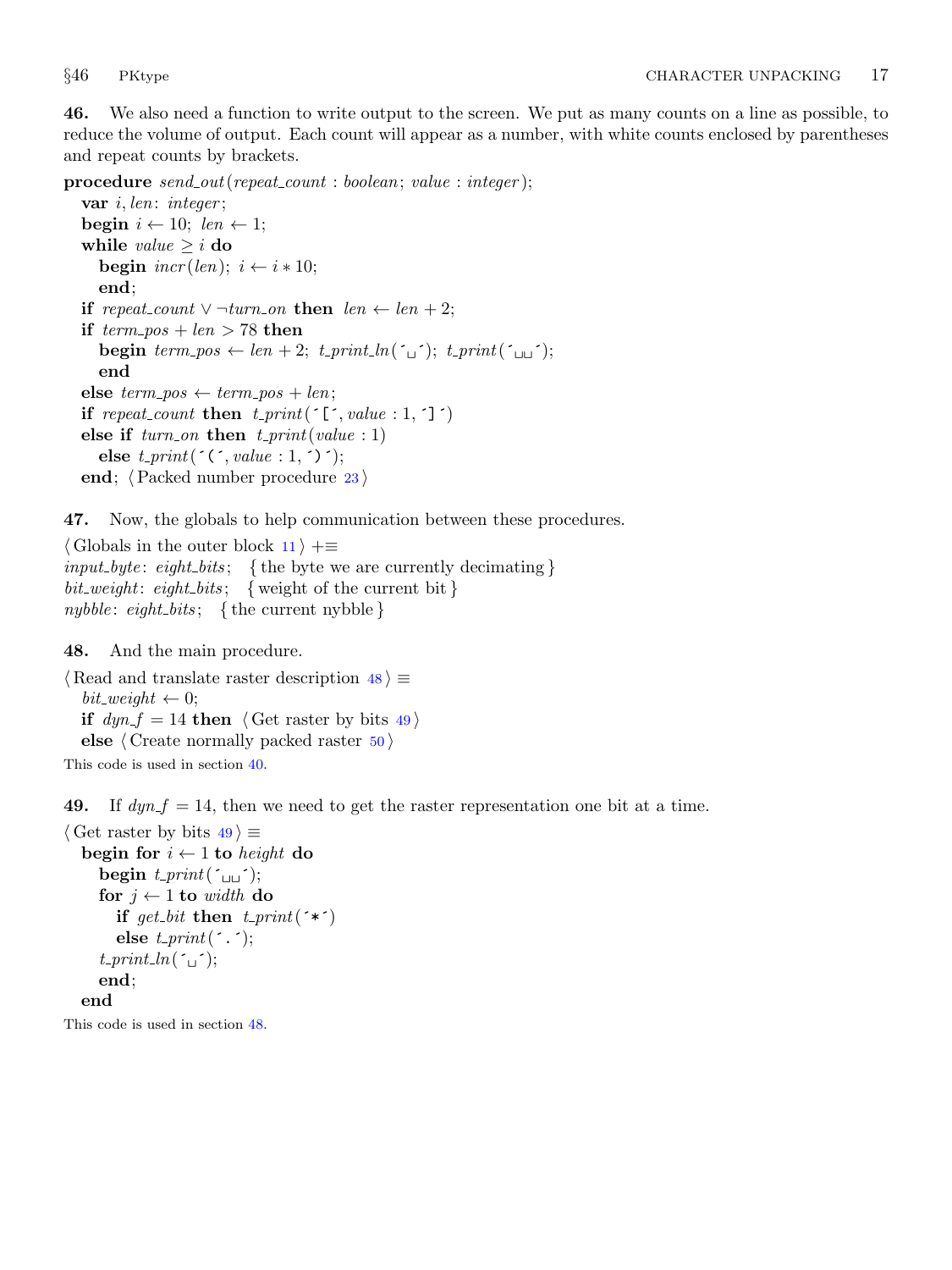**46.** We also need a function to write output to the screen. We put as many counts on a line as possible, to reduce the volume of output. Each count will appear as a number, with white counts enclosed by parentheses and repeat counts by brackets.

```
procedure send_out(repeat_count : boolean; value : integer);
  var i, len: integer;
  begin i ← 10; len ← 1;
  while value ≥ i do
    begin incr(len); i ← i * 10;
    end;
  if repeat_count ∨ ¬turn_on then len ← len + 2;
  if term_pos + len > 78 then
    begin term_pos ← len + 2; t_print_ln(´␣´); t_print(´␣␣´);
    end
  else term_pos ← term_pos + len;
  if repeat_count then t_print(´[´, value : 1, ´]´)
  else if turn_on then t_print(value : 1)
    else t_print(´(´, value : 1, ´)´);
  end; ⟨Packed number procedure 23⟩
```

**47.** Now, the globals to help communication between these procedures.

```
⟨Globals in the outer block 11⟩ +≡
input_byte: eight_bits;   { the byte we are currently decimating }
bit_weight: eight_bits;   { weight of the current bit }
nybble: eight_bits;   { the current nybble }
```

**48.** And the main procedure.

```
⟨Read and translate raster description 48⟩ ≡
  bit_weight ← 0;
  if dyn_f = 14 then ⟨Get raster by bits 49⟩
  else ⟨Create normally packed raster 50⟩
```

This code is used in section 40.

**49.** If $dyn\_f = 14$, then we need to get the raster representation one bit at a time.

```
⟨Get raster by bits 49⟩ ≡
  begin for i ← 1 to height do
    begin t_print(´␣␣´);
    for j ← 1 to width do
      if get_bit then t_print(´*´)
      else t_print(´.´);
    t_print_ln(´␣´);
    end;
  end
```

This code is used in section 48.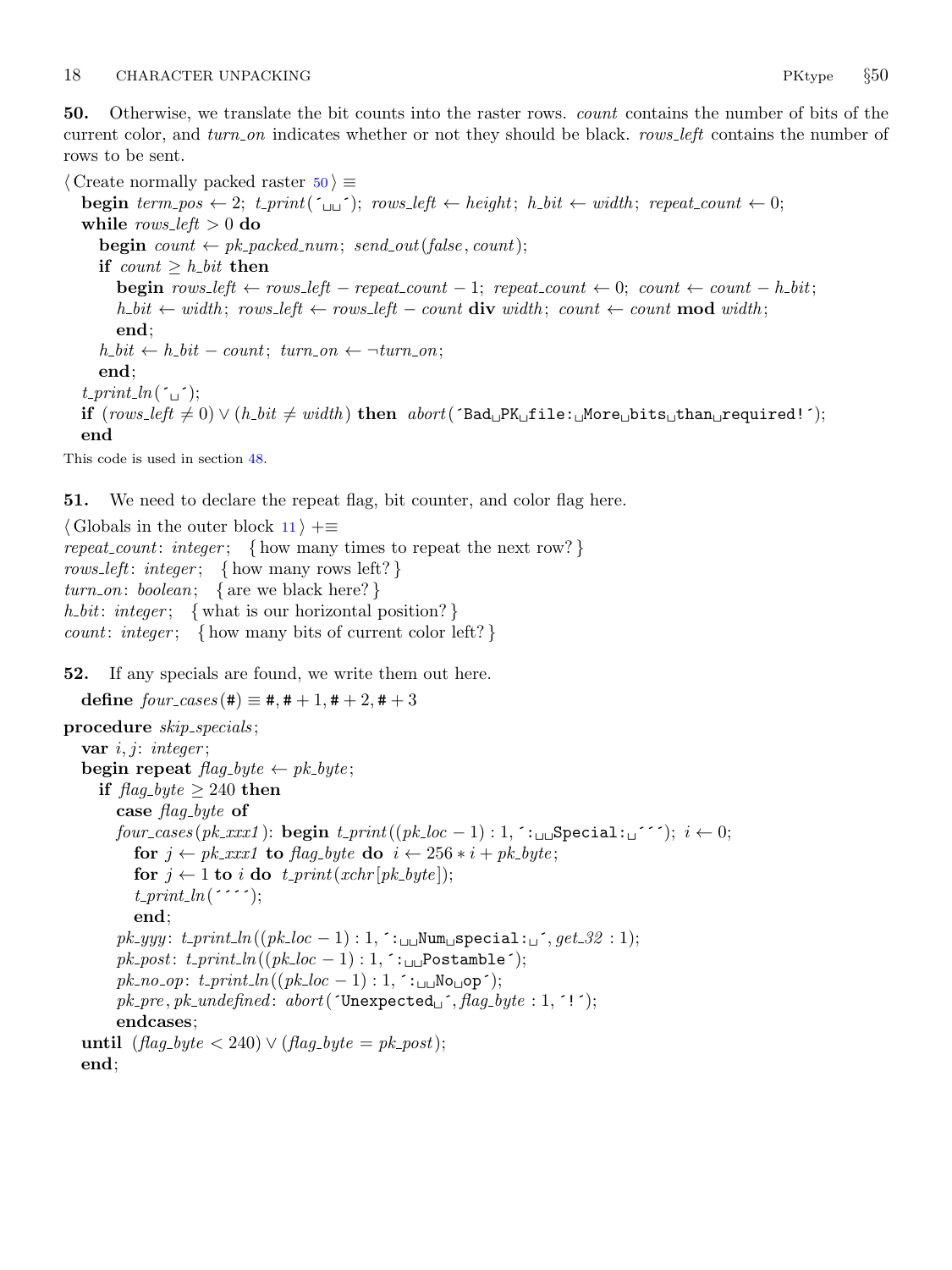**50.** Otherwise, we translate the bit counts into the raster rows. *count* contains the number of bits of the current color, and *turn_on* indicates whether or not they should be black. *rows_left* contains the number of rows to be sent.

```
⟨Create normally packed raster 50⟩ ≡
  begin term_pos ← 2; t_print('␣␣'); rows_left ← height; h_bit ← width; repeat_count ← 0;
  while rows_left > 0 do
    begin count ← pk_packed_num; send_out(false, count);
    if count ≥ h_bit then
      begin rows_left ← rows_left − repeat_count − 1; repeat_count ← 0; count ← count − h_bit;
      h_bit ← width; rows_left ← rows_left − count div width; count ← count mod width;
      end;
    h_bit ← h_bit − count; turn_on ← ¬turn_on;
    end;
  t_print_ln('␣');
  if (rows_left ≠ 0) ∨ (h_bit ≠ width) then abort('Bad␣PK␣file:␣More␣bits␣than␣required!');
  end
```

This code is used in section 48.

**51.** We need to declare the repeat flag, bit counter, and color flag here.

```
⟨Globals in the outer block 11⟩ +≡
repeat_count: integer;  { how many times to repeat the next row? }
rows_left: integer;  { how many rows left? }
turn_on: boolean;  { are we black here? }
h_bit: integer;  { what is our horizontal position? }
count: integer;  { how many bits of current color left? }
```

**52.** If any specials are found, we write them out here.

```
  define four_cases(#) ≡ #, # + 1, # + 2, # + 3
procedure skip_specials;
  var i, j: integer;
  begin repeat flag_byte ← pk_byte;
    if flag_byte ≥ 240 then
      case flag_byte of
      four_cases(pk_xxx1): begin t_print((pk_loc − 1) : 1, ':␣␣Special:␣'''); i ← 0;
        for j ← pk_xxx1 to flag_byte do i ← 256 * i + pk_byte;
        for j ← 1 to i do t_print(xchr[pk_byte]);
        t_print_ln('''');
        end;
      pk_yyy: t_print_ln((pk_loc − 1) : 1, ':␣␣Num␣special:␣', get_32 : 1);
      pk_post: t_print_ln((pk_loc − 1) : 1, ':␣␣Postamble');
      pk_no_op: t_print_ln((pk_loc − 1) : 1, ':␣␣No␣op');
      pk_pre, pk_undefined: abort('Unexpected␣', flag_byte : 1, '!');
      endcases;
  until (flag_byte < 240) ∨ (flag_byte = pk_post);
  end;
```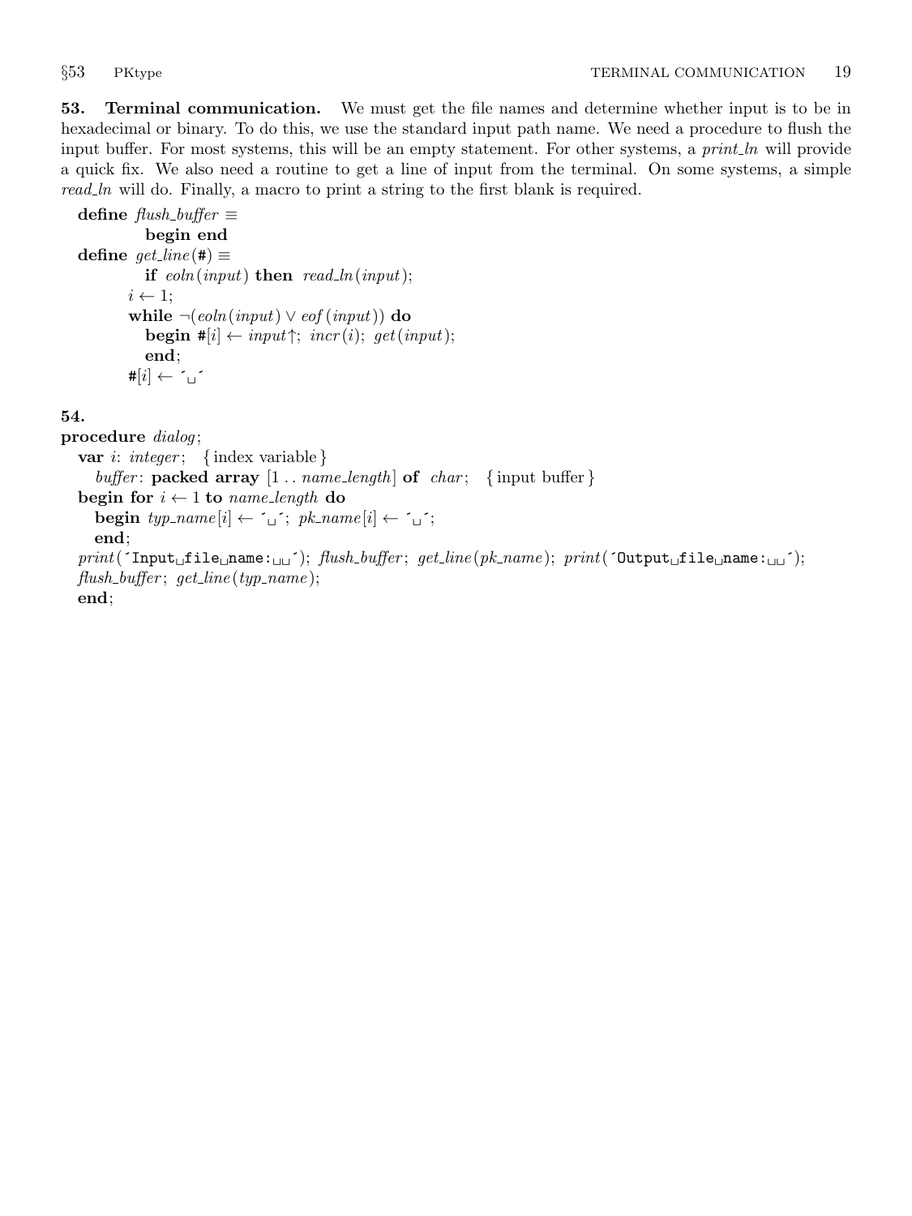**53. Terminal communication.** We must get the file names and determine whether input is to be in hexadecimal or binary. To do this, we use the standard input path name. We need a procedure to flush the input buffer. For most systems, this will be an empty statement. For other systems, a *print_ln* will provide a quick fix. We also need a routine to get a line of input from the terminal. On some systems, a simple *read_ln* will do. Finally, a macro to print a string to the first blank is required.

```
define flush_buffer ≡
          begin end
define get_line(#) ≡
          if eoln(input) then read_ln(input);
        i ← 1;
        while ¬(eoln(input) ∨ eof(input)) do
          begin #[i] ← input↑; incr(i); get(input);
          end;
        #[i] ← ´␣´
```

**54.**

```
procedure dialog;
  var i: integer;  { index variable }
    buffer: packed array [1 .. name_length] of char;  { input buffer }
  begin for i ← 1 to name_length do
    begin typ_name[i] ← ´␣´; pk_name[i] ← ´␣´;
    end;
  print(´Input␣file␣name:␣␣´); flush_buffer; get_line(pk_name); print(´Output␣file␣name:␣␣´);
  flush_buffer; get_line(typ_name);
  end;
```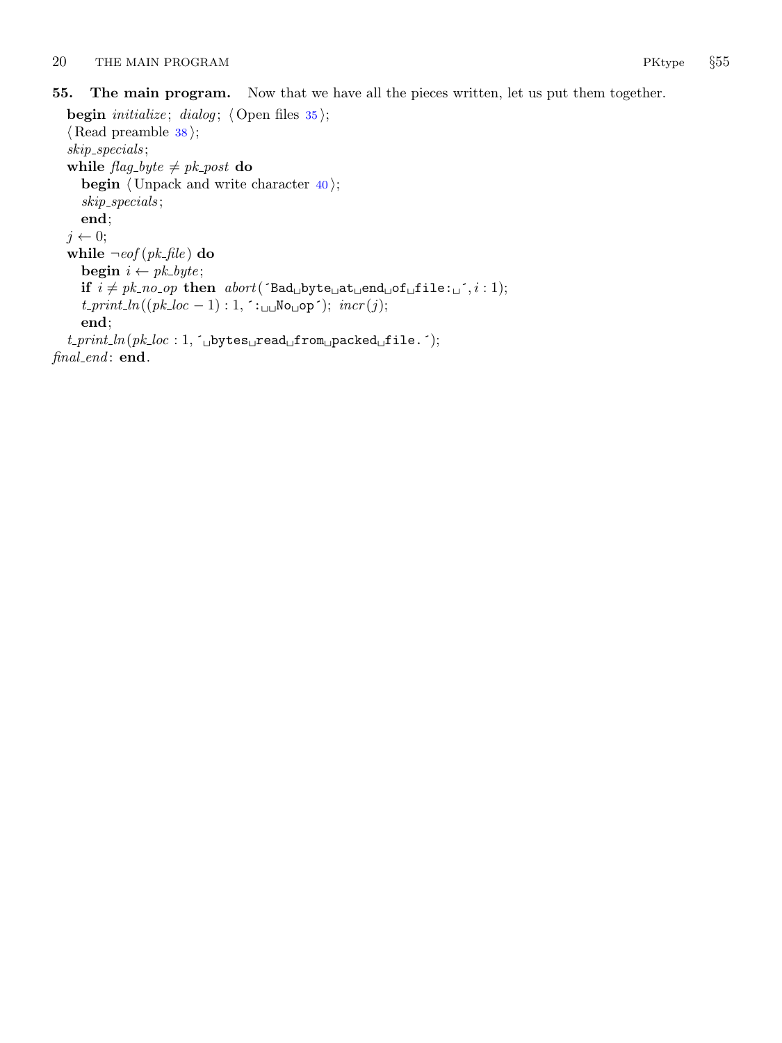**55. The main program.** Now that we have all the pieces written, let us put them together.

```
begin initialize; dialog; ⟨Open files 35⟩;
⟨Read preamble 38⟩;
skip_specials;
while flag_byte ≠ pk_post do
  begin ⟨Unpack and write character 40⟩;
  skip_specials;
  end;
j ← 0;
while ¬eof(pk_file) do
  begin i ← pk_byte;
  if i ≠ pk_no_op then abort('Bad byte at end of file: ', i : 1);
  t_print_ln((pk_loc − 1) : 1, ':  No op'); incr(j);
  end;
t_print_ln(pk_loc : 1, ' bytes read from packed file.');
final_end: end.
```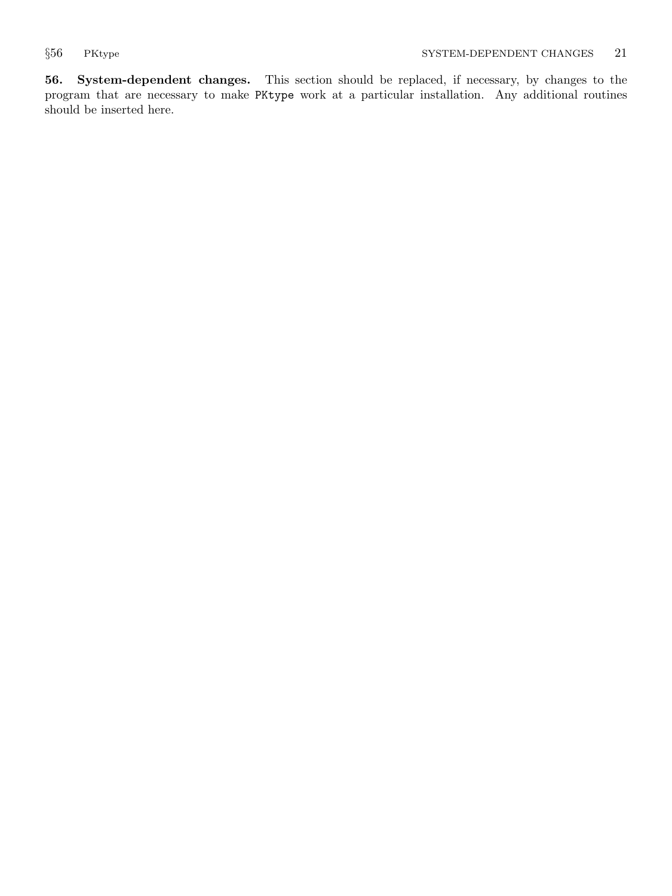**56. System-dependent changes.** This section should be replaced, if necessary, by changes to the program that are necessary to make `PKtype` work at a particular installation. Any additional routines should be inserted here.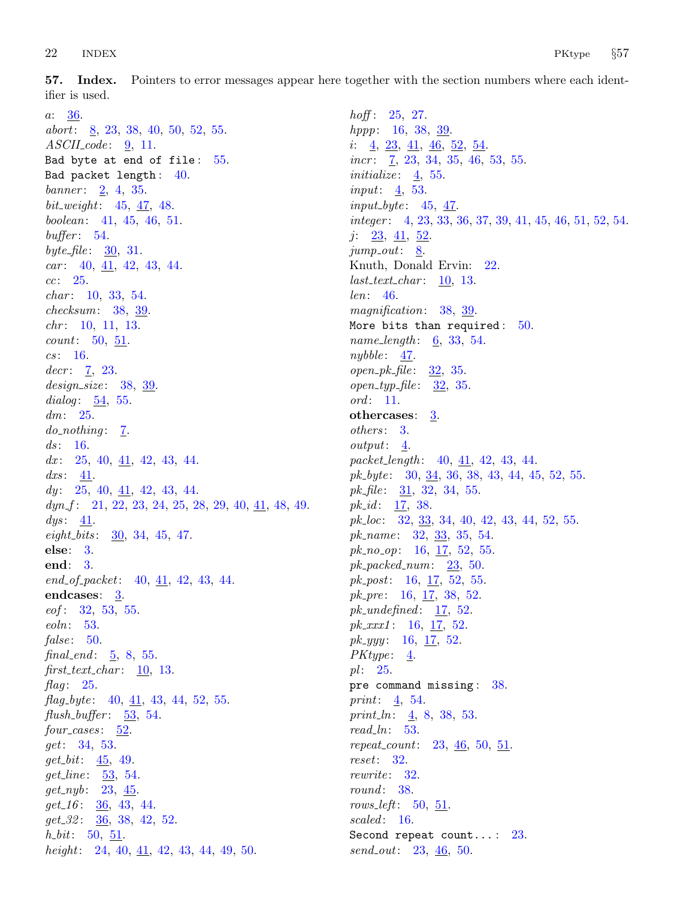**57. Index.** Pointers to error messages appear here together with the section numbers where each identifier is used.

*a*: 36.
*abort*: 8, 23, 38, 40, 50, 52, 55.
*ASCII_code*: 9, 11.
`Bad byte at end of file`: 55.
`Bad packet length`: 40.
*banner*: 2, 4, 35.
*bit_weight*: 45, 47, 48.
*boolean*: 41, 45, 46, 51.
*buffer*: 54.
*byte_file*: 30, 31.
*car*: 40, 41, 42, 43, 44.
*cc*: 25.
*char*: 10, 33, 54.
*checksum*: 38, 39.
*chr*: 10, 11, 13.
*count*: 50, 51.
*cs*: 16.
*decr*: 7, 23.
*design_size*: 38, 39.
*dialog*: 54, 55.
*dm*: 25.
*do_nothing*: 7.
*ds*: 16.
*dx*: 25, 40, 41, 42, 43, 44.
*dxs*: 41.
*dy*: 25, 40, 41, 42, 43, 44.
*dyn_f*: 21, 22, 23, 24, 25, 28, 29, 40, 41, 48, 49.
*dys*: 41.
*eight_bits*: 30, 34, 45, 47.
**else**: 3.
**end**: 3.
*end_of_packet*: 40, 41, 42, 43, 44.
**endcases**: 3.
*eof*: 32, 53, 55.
*eoln*: 53.
*false*: 50.
*final_end*: 5, 8, 55.
*first_text_char*: 10, 13.
*flag*: 25.
*flag_byte*: 40, 41, 43, 44, 52, 55.
*flush_buffer*: 53, 54.
*four_cases*: 52.
*get*: 34, 53.
*get_bit*: 45, 49.
*get_line*: 53, 54.
*get_nyb*: 23, 45.
*get_16*: 36, 43, 44.
*get_32*: 36, 38, 42, 52.
*h_bit*: 50, 51.
*height*: 24, 40, 41, 42, 43, 44, 49, 50.
*hoff*: 25, 27.
*hppp*: 16, 38, 39.
*i*: 4, 23, 41, 46, 52, 54.
*incr*: 7, 23, 34, 35, 46, 53, 55.
*initialize*: 4, 55.
*input*: 4, 53.
*input_byte*: 45, 47.
*integer*: 4, 23, 33, 36, 37, 39, 41, 45, 46, 51, 52, 54.
*j*: 23, 41, 52.
*jump_out*: 8.
Knuth, Donald Ervin: 22.
*last_text_char*: 10, 13.
*len*: 46.
*magnification*: 38, 39.
`More bits than required`: 50.
*name_length*: 6, 33, 54.
*nybble*: 47.
*open_pk_file*: 32, 35.
*open_typ_file*: 32, 35.
*ord*: 11.
**othercases**: 3.
*others*: 3.
*output*: 4.
*packet_length*: 40, 41, 42, 43, 44.
*pk_byte*: 30, 34, 36, 38, 43, 44, 45, 52, 55.
*pk_file*: 31, 32, 34, 55.
*pk_id*: 17, 38.
*pk_loc*: 32, 33, 34, 40, 42, 43, 44, 52, 55.
*pk_name*: 32, 33, 35, 54.
*pk_no_op*: 16, 17, 52, 55.
*pk_packed_num*: 23, 50.
*pk_post*: 16, 17, 52, 55.
*pk_pre*: 16, 17, 38, 52.
*pk_undefined*: 17, 52.
*pk_xxx1*: 16, 17, 52.
*pk_yyy*: 16, 17, 52.
*PKtype*: 4.
*pl*: 25.
`pre command missing`: 38.
*print*: 4, 54.
*print_ln*: 4, 8, 38, 53.
*read_ln*: 53.
*repeat_count*: 23, 46, 50, 51.
*reset*: 32.
*rewrite*: 32.
*round*: 38.
*rows_left*: 50, 51.
*scaled*: 16.
`Second repeat count...`: 23.
*send_out*: 23, 46, 50.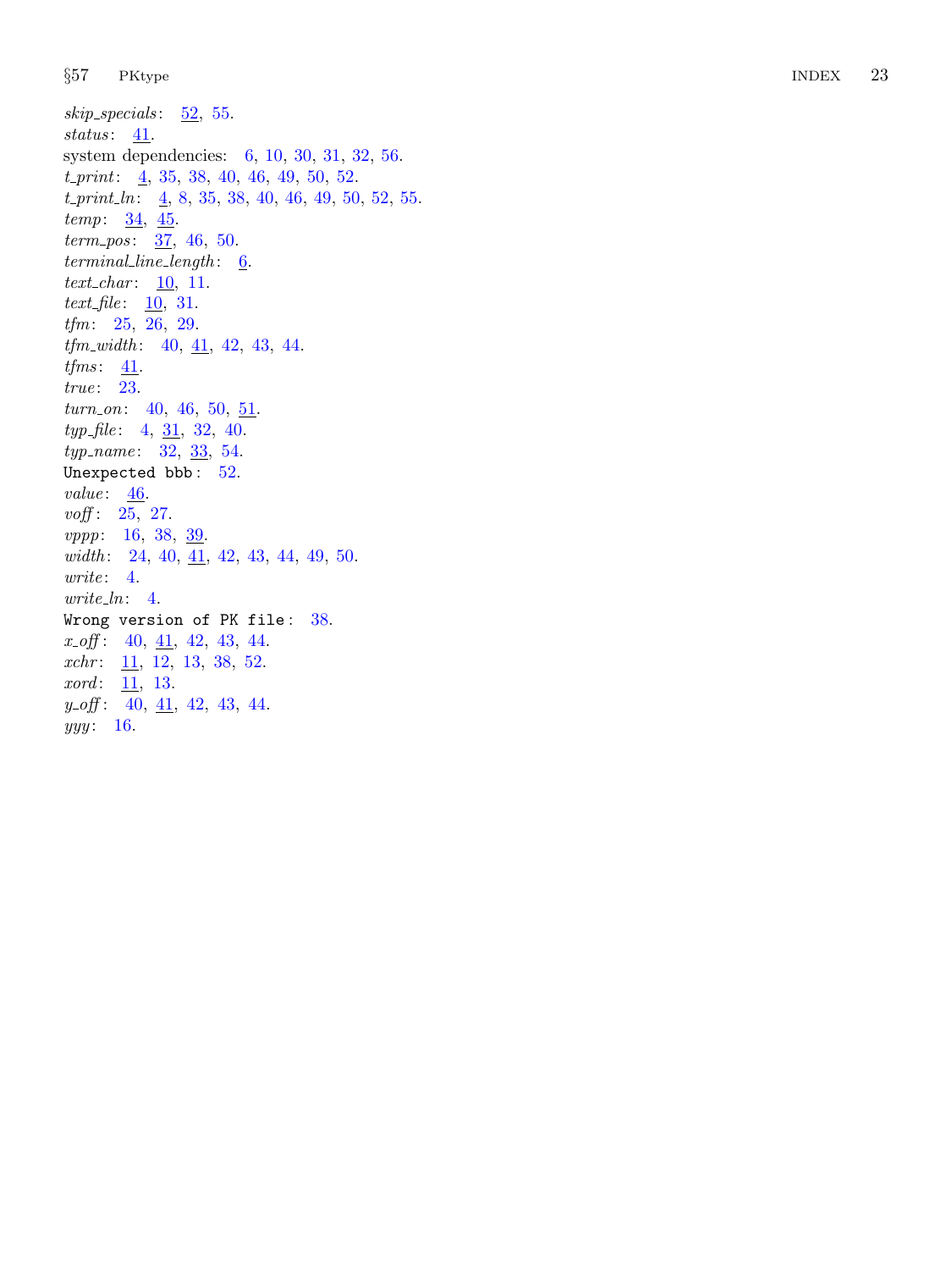*skip_specials*: <u>52</u>, 55.
*status*: <u>41</u>.
system dependencies: 6, 10, 30, 31, 32, 56.
*t_print*: <u>4</u>, 35, 38, 40, 46, 49, 50, 52.
*t_print_ln*: <u>4</u>, 8, 35, 38, 40, 46, 49, 50, 52, 55.
*temp*: <u>34</u>, <u>45</u>.
*term_pos*: <u>37</u>, 46, 50.
*terminal_line_length*: <u>6</u>.
*text_char*: <u>10</u>, 11.
*text_file*: <u>10</u>, 31.
*tfm*: 25, 26, 29.
*tfm_width*: 40, <u>41</u>, 42, 43, 44.
*tfms*: <u>41</u>.
*true*: 23.
*turn_on*: 40, 46, 50, <u>51</u>.
*typ_file*: 4, <u>31</u>, 32, 40.
*typ_name*: 32, <u>33</u>, 54.
`Unexpected bbb`: 52.
*value*: <u>46</u>.
*voff*: 25, 27.
*vppp*: 16, 38, <u>39</u>.
*width*: 24, 40, <u>41</u>, 42, 43, 44, 49, 50.
*write*: 4.
*write_ln*: 4.
`Wrong version of PK file`: 38.
*x_off*: 40, <u>41</u>, 42, 43, 44.
*xchr*: <u>11</u>, 12, 13, 38, 52.
*xord*: <u>11</u>, 13.
*y_off*: 40, <u>41</u>, 42, 43, 44.
*yyy*: 16.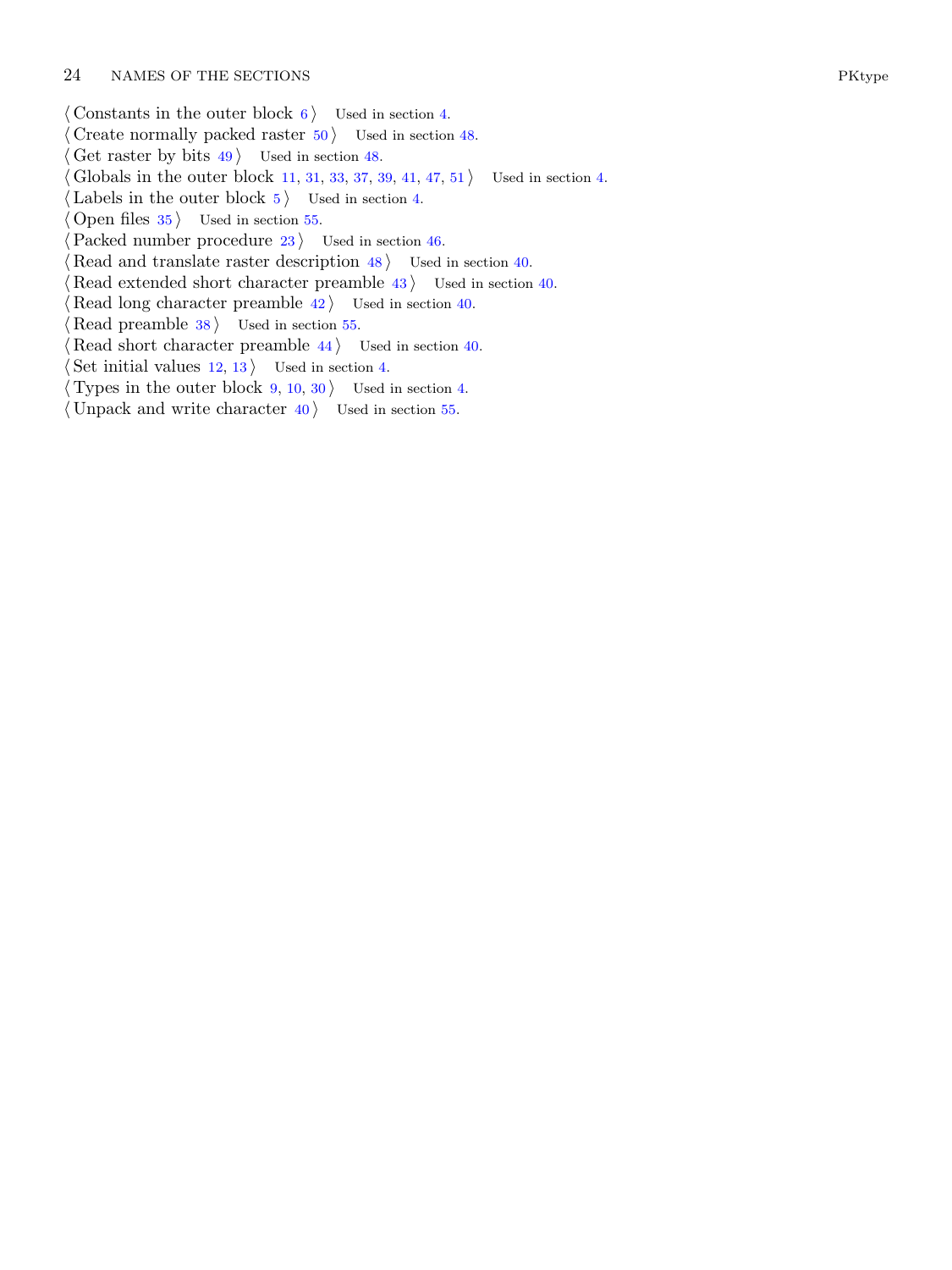⟨ Constants in the outer block 6 ⟩ Used in section 4.
⟨ Create normally packed raster 50 ⟩ Used in section 48.
⟨ Get raster by bits 49 ⟩ Used in section 48.
⟨ Globals in the outer block 11, 31, 33, 37, 39, 41, 47, 51 ⟩ Used in section 4.
⟨ Labels in the outer block 5 ⟩ Used in section 4.
⟨ Open files 35 ⟩ Used in section 55.
⟨ Packed number procedure 23 ⟩ Used in section 46.
⟨ Read and translate raster description 48 ⟩ Used in section 40.
⟨ Read extended short character preamble 43 ⟩ Used in section 40.
⟨ Read long character preamble 42 ⟩ Used in section 40.
⟨ Read preamble 38 ⟩ Used in section 55.
⟨ Read short character preamble 44 ⟩ Used in section 40.
⟨ Set initial values 12, 13 ⟩ Used in section 4.
⟨ Types in the outer block 9, 10, 30 ⟩ Used in section 4.
⟨ Unpack and write character 40 ⟩ Used in section 55.